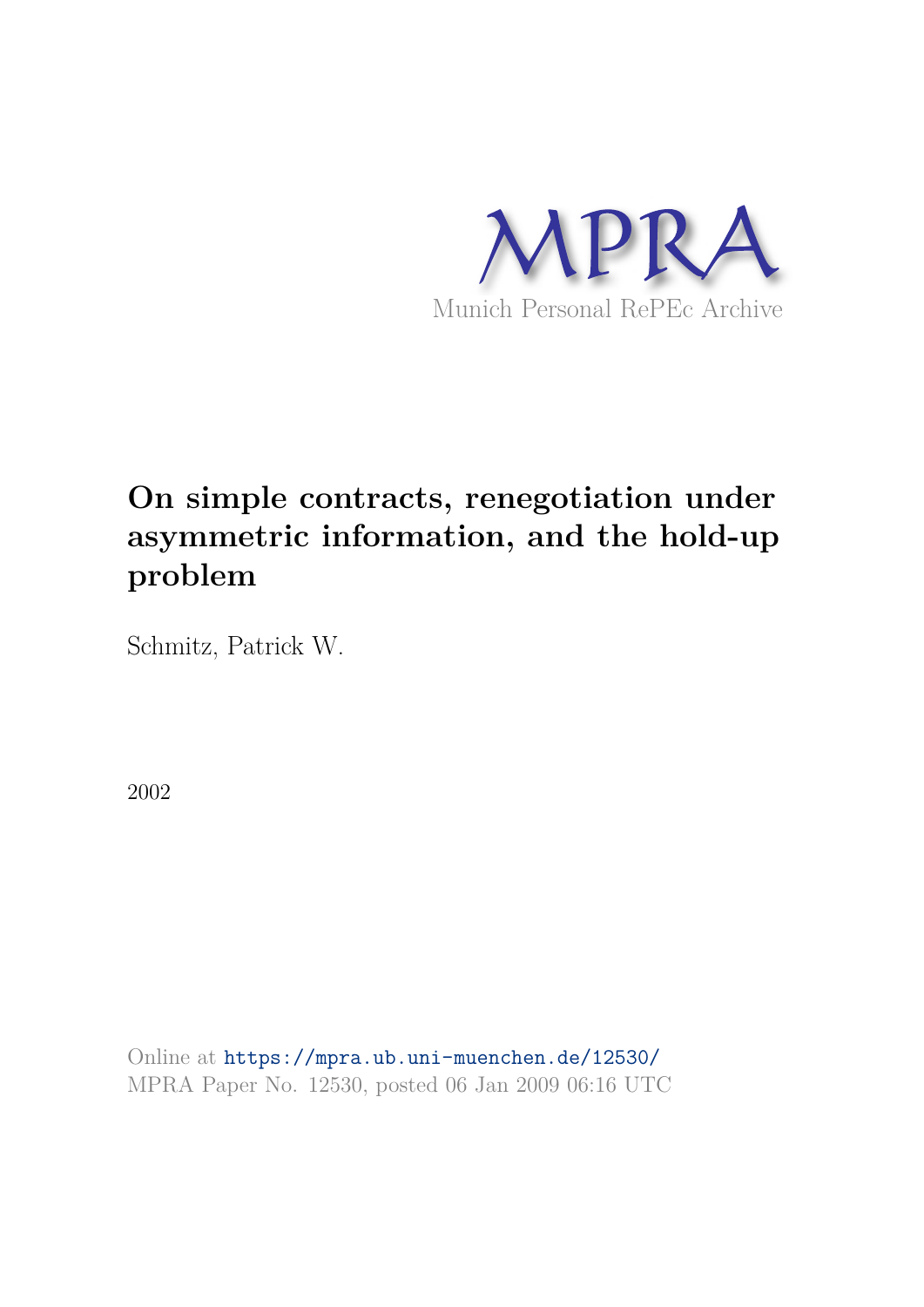MPRA

Munich Personal RePEc Archive

# On simple contracts, renegotiation under asymmetric information, and the hold-up problem

Schmitz, Patrick W.

2002

Online at https://mpra.ub.uni-muenchen.de/12530/
MPRA Paper No. 12530, posted 06 Jan 2009 06:16 UTC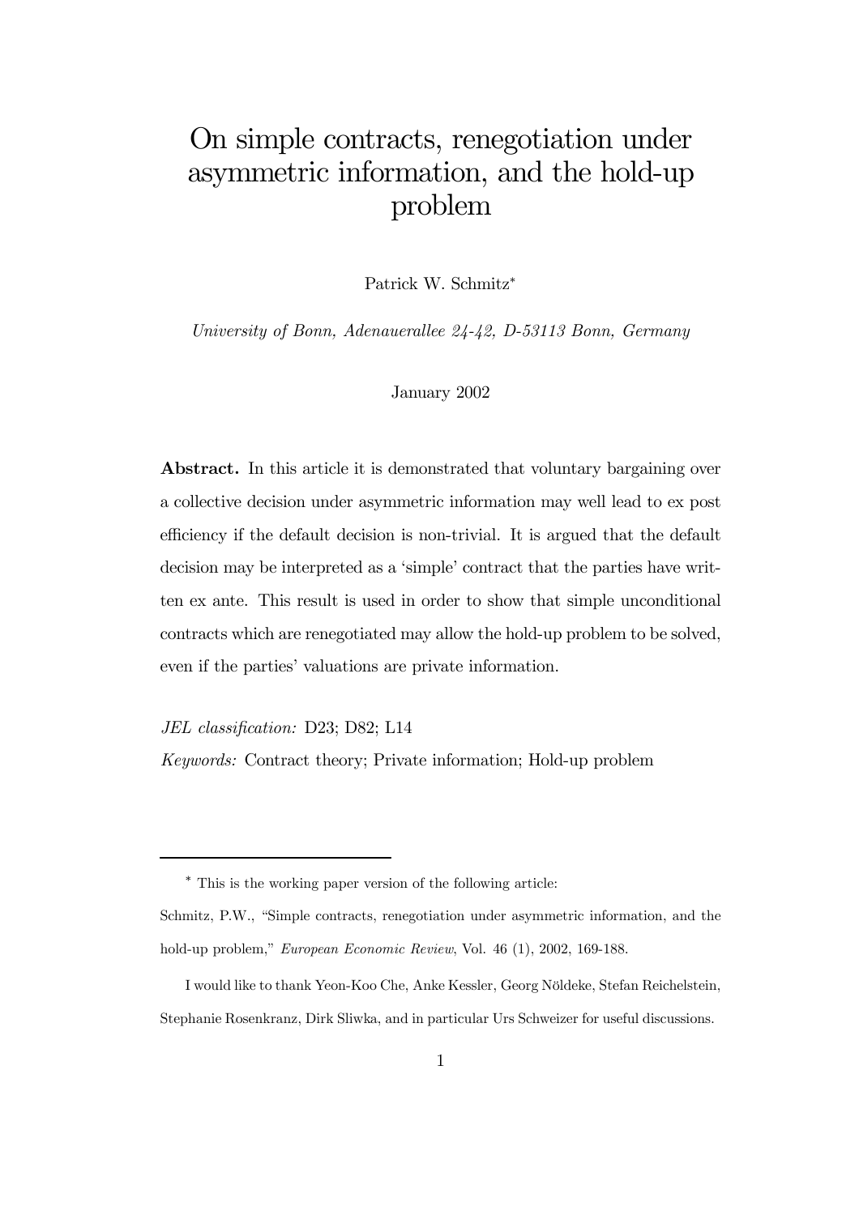# On simple contracts, renegotiation under asymmetric information, and the hold-up problem

Patrick W. Schmitz*

*University of Bonn, Adenauerallee 24-42, D-53113 Bonn, Germany*

January 2002

**Abstract.** In this article it is demonstrated that voluntary bargaining over a collective decision under asymmetric information may well lead to ex post efficiency if the default decision is non-trivial. It is argued that the default decision may be interpreted as a 'simple' contract that the parties have written ex ante. This result is used in order to show that simple unconditional contracts which are renegotiated may allow the hold-up problem to be solved, even if the parties' valuations are private information.

*JEL classification:* D23; D82; L14

*Keywords:* Contract theory; Private information; Hold-up problem

---

* This is the working paper version of the following article:

Schmitz, P.W., "Simple contracts, renegotiation under asymmetric information, and the hold-up problem," *European Economic Review*, Vol. 46 (1), 2002, 169-188.

I would like to thank Yeon-Koo Che, Anke Kessler, Georg Nöldeke, Stefan Reichelstein, Stephanie Rosenkranz, Dirk Sliwka, and in particular Urs Schweizer for useful discussions.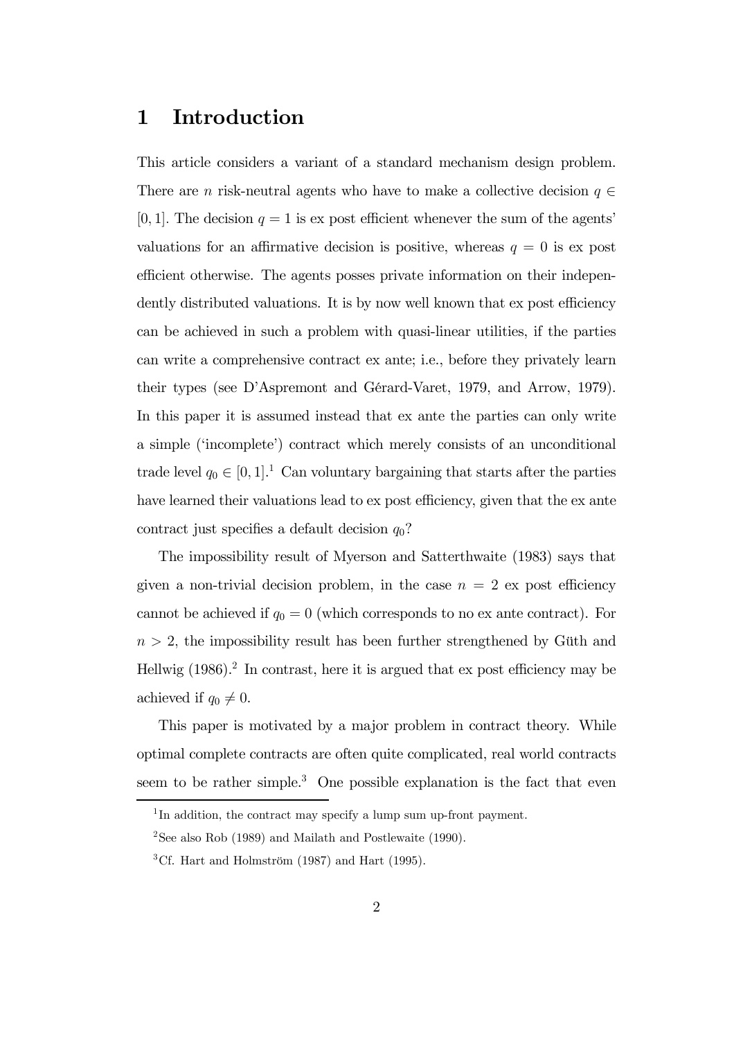# 1 Introduction

This article considers a variant of a standard mechanism design problem. There are $n$ risk-neutral agents who have to make a collective decision $q \in [0,1]$. The decision $q = 1$ is ex post efficient whenever the sum of the agents' valuations for an affirmative decision is positive, whereas $q = 0$ is ex post efficient otherwise. The agents posses private information on their independently distributed valuations. It is by now well known that ex post efficiency can be achieved in such a problem with quasi-linear utilities, if the parties can write a comprehensive contract ex ante; i.e., before they privately learn their types (see D'Aspremont and Gérard-Varet, 1979, and Arrow, 1979). In this paper it is assumed instead that ex ante the parties can only write a simple ('incomplete') contract which merely consists of an unconditional trade level $q_0 \in [0,1]$.[1] Can voluntary bargaining that starts after the parties have learned their valuations lead to ex post efficiency, given that the ex ante contract just specifies a default decision $q_0$?

The impossibility result of Myerson and Satterthwaite (1983) says that given a non-trivial decision problem, in the case $n = 2$ ex post efficiency cannot be achieved if $q_0 = 0$ (which corresponds to no ex ante contract). For $n > 2$, the impossibility result has been further strengthened by Güth and Hellwig (1986).[2] In contrast, here it is argued that ex post efficiency may be achieved if $q_0 \neq 0$.

This paper is motivated by a major problem in contract theory. While optimal complete contracts are often quite complicated, real world contracts seem to be rather simple.[3] One possible explanation is the fact that even

---

[1] In addition, the contract may specify a lump sum up-front payment.

[2] See also Rob (1989) and Mailath and Postlewaite (1990).

[3] Cf. Hart and Holmström (1987) and Hart (1995).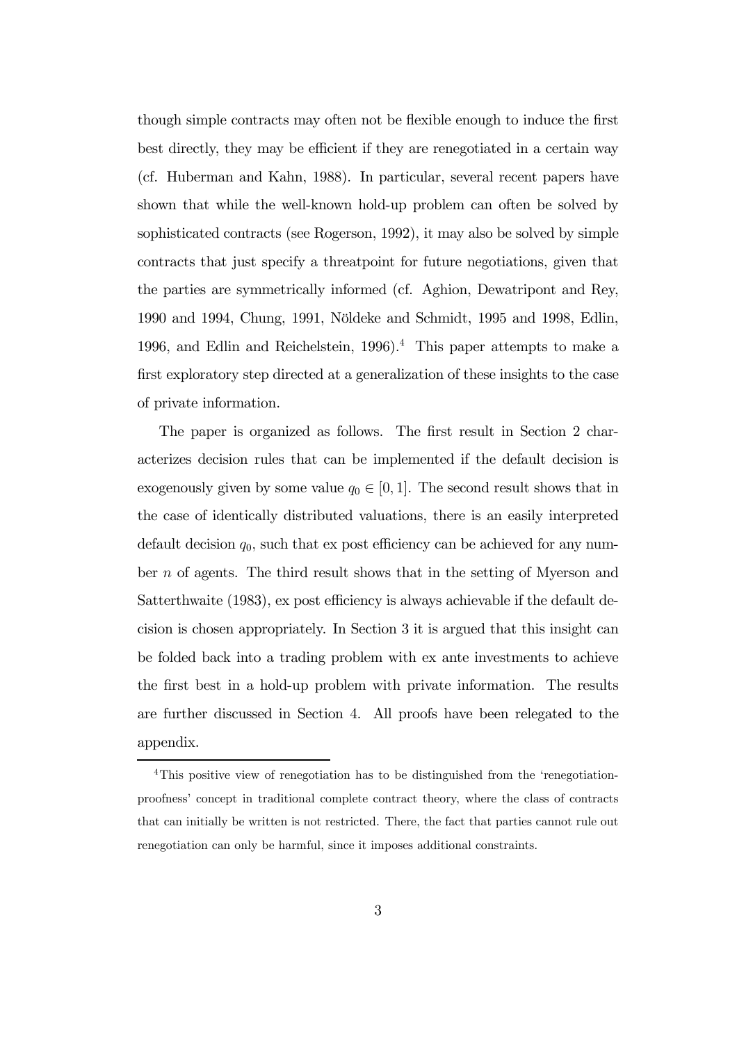though simple contracts may often not be flexible enough to induce the first best directly, they may be efficient if they are renegotiated in a certain way (cf. Huberman and Kahn, 1988). In particular, several recent papers have shown that while the well-known hold-up problem can often be solved by sophisticated contracts (see Rogerson, 1992), it may also be solved by simple contracts that just specify a threatpoint for future negotiations, given that the parties are symmetrically informed (cf. Aghion, Dewatripont and Rey, 1990 and 1994, Chung, 1991, Nöldeke and Schmidt, 1995 and 1998, Edlin, 1996, and Edlin and Reichelstein, 1996).[4] This paper attempts to make a first exploratory step directed at a generalization of these insights to the case of private information.

The paper is organized as follows. The first result in Section 2 characterizes decision rules that can be implemented if the default decision is exogenously given by some value $q_0 \in [0, 1]$. The second result shows that in the case of identically distributed valuations, there is an easily interpreted default decision $q_0$, such that ex post efficiency can be achieved for any number $n$ of agents. The third result shows that in the setting of Myerson and Satterthwaite (1983), ex post efficiency is always achievable if the default decision is chosen appropriately. In Section 3 it is argued that this insight can be folded back into a trading problem with ex ante investments to achieve the first best in a hold-up problem with private information. The results are further discussed in Section 4. All proofs have been relegated to the appendix.

[4]This positive view of renegotiation has to be distinguished from the 'renegotiation-proofness' concept in traditional complete contract theory, where the class of contracts that can initially be written is not restricted. There, the fact that parties cannot rule out renegotiation can only be harmful, since it imposes additional constraints.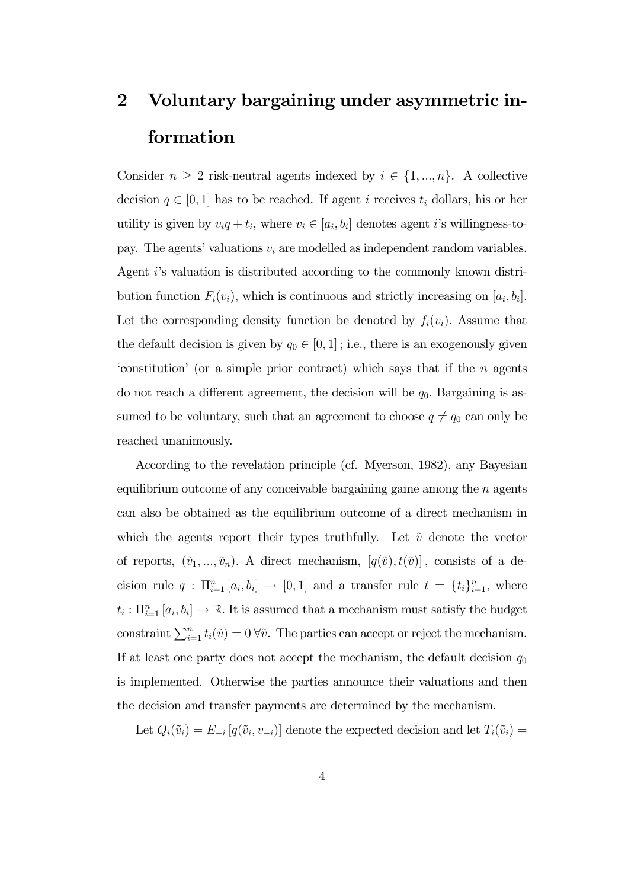## 2 Voluntary bargaining under asymmetric information

Consider $n \geq 2$ risk-neutral agents indexed by $i \in \{1, ..., n\}$. A collective decision $q \in [0, 1]$ has to be reached. If agent $i$ receives $t_i$ dollars, his or her utility is given by $v_i q + t_i$, where $v_i \in [a_i, b_i]$ denotes agent $i$'s willingness-to-pay. The agents' valuations $v_i$ are modelled as independent random variables. Agent $i$'s valuation is distributed according to the commonly known distribution function $F_i(v_i)$, which is continuous and strictly increasing on $[a_i, b_i]$. Let the corresponding density function be denoted by $f_i(v_i)$. Assume that the default decision is given by $q_0 \in [0, 1]$; i.e., there is an exogenously given 'constitution' (or a simple prior contract) which says that if the $n$ agents do not reach a different agreement, the decision will be $q_0$. Bargaining is assumed to be voluntary, such that an agreement to choose $q \neq q_0$ can only be reached unanimously.

According to the revelation principle (cf. Myerson, 1982), any Bayesian equilibrium outcome of any conceivable bargaining game among the $n$ agents can also be obtained as the equilibrium outcome of a direct mechanism in which the agents report their types truthfully. Let $\tilde{v}$ denote the vector of reports, $(\tilde{v}_1, ..., \tilde{v}_n)$. A direct mechanism, $[q(\tilde{v}), t(\tilde{v})]$, consists of a decision rule $q : \Pi_{i=1}^n [a_i, b_i] \rightarrow [0, 1]$ and a transfer rule $t = \{t_i\}_{i=1}^n$, where $t_i : \Pi_{i=1}^n [a_i, b_i] \rightarrow \mathbb{R}$. It is assumed that a mechanism must satisfy the budget constraint $\sum_{i=1}^n t_i(\tilde{v}) = 0 \; \forall \tilde{v}$. The parties can accept or reject the mechanism. If at least one party does not accept the mechanism, the default decision $q_0$ is implemented. Otherwise the parties announce their valuations and then the decision and transfer payments are determined by the mechanism.

Let $Q_i(\tilde{v}_i) = E_{-i}[q(\tilde{v}_i, v_{-i})]$ denote the expected decision and let $T_i(\tilde{v}_i) =$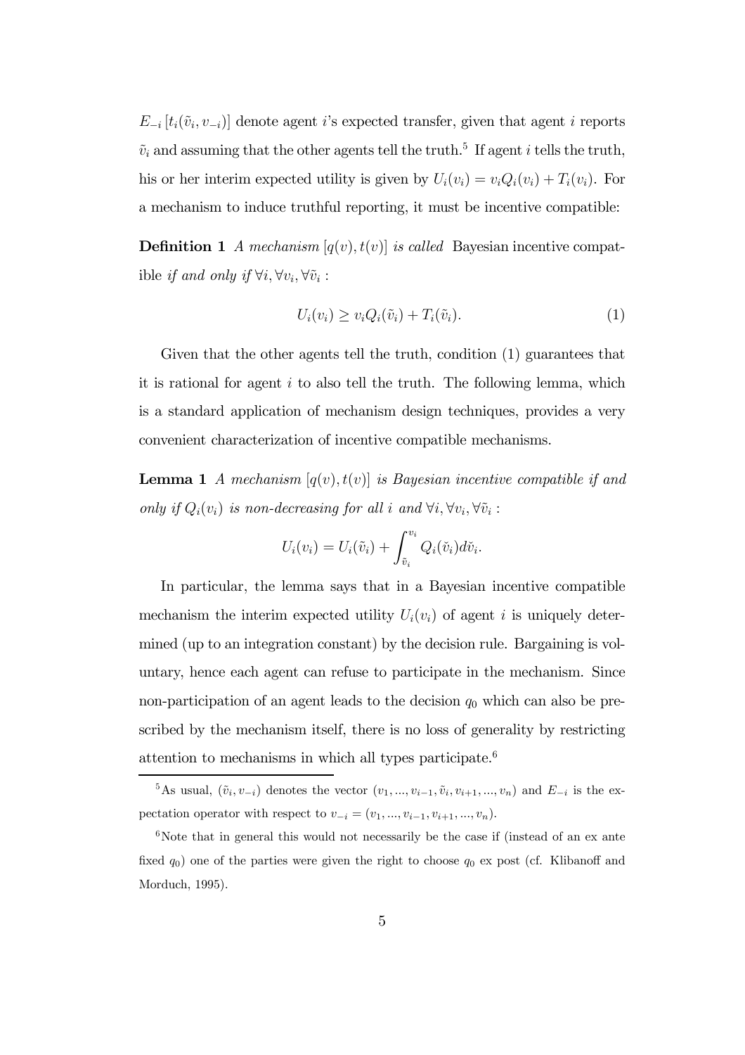$E_{-i}\left[t_i(\tilde{v}_i, v_{-i})\right]$ denote agent $i$'s expected transfer, given that agent $i$ reports $\tilde{v}_i$ and assuming that the other agents tell the truth.[5] If agent $i$ tells the truth, his or her interim expected utility is given by $U_i(v_i) = v_i Q_i(v_i) + T_i(v_i)$. For a mechanism to induce truthful reporting, it must be incentive compatible:

**Definition 1** *A mechanism* $[q(v), t(v)]$ *is called* Bayesian incentive compatible *if and only if* $\forall i, \forall v_i, \forall \tilde{v}_i$ :

$$U_i(v_i) \geq v_i Q_i(\tilde{v}_i) + T_i(\tilde{v}_i). \tag{1}$$

Given that the other agents tell the truth, condition (1) guarantees that it is rational for agent $i$ to also tell the truth. The following lemma, which is a standard application of mechanism design techniques, provides a very convenient characterization of incentive compatible mechanisms.

**Lemma 1** *A mechanism* $[q(v), t(v)]$ *is Bayesian incentive compatible if and only if* $Q_i(v_i)$ *is non-decreasing for all* $i$ *and* $\forall i, \forall v_i, \forall \tilde{v}_i$ :

$$U_i(v_i) = U_i(\tilde{v}_i) + \int_{\tilde{v}_i}^{v_i} Q_i(\check{v}_i) d\check{v}_i.$$

In particular, the lemma says that in a Bayesian incentive compatible mechanism the interim expected utility $U_i(v_i)$ of agent $i$ is uniquely determined (up to an integration constant) by the decision rule. Bargaining is voluntary, hence each agent can refuse to participate in the mechanism. Since non-participation of an agent leads to the decision $q_0$ which can also be prescribed by the mechanism itself, there is no loss of generality by restricting attention to mechanisms in which all types participate.[6]

---

[5] As usual, $(\tilde{v}_i, v_{-i})$ denotes the vector $(v_1, ..., v_{i-1}, \tilde{v}_i, v_{i+1}, ..., v_n)$ and $E_{-i}$ is the expectation operator with respect to $v_{-i} = (v_1, ..., v_{i-1}, v_{i+1}, ..., v_n)$.

[6] Note that in general this would not necessarily be the case if (instead of an ex ante fixed $q_0$) one of the parties were given the right to choose $q_0$ ex post (cf. Klibanoff and Morduch, 1995).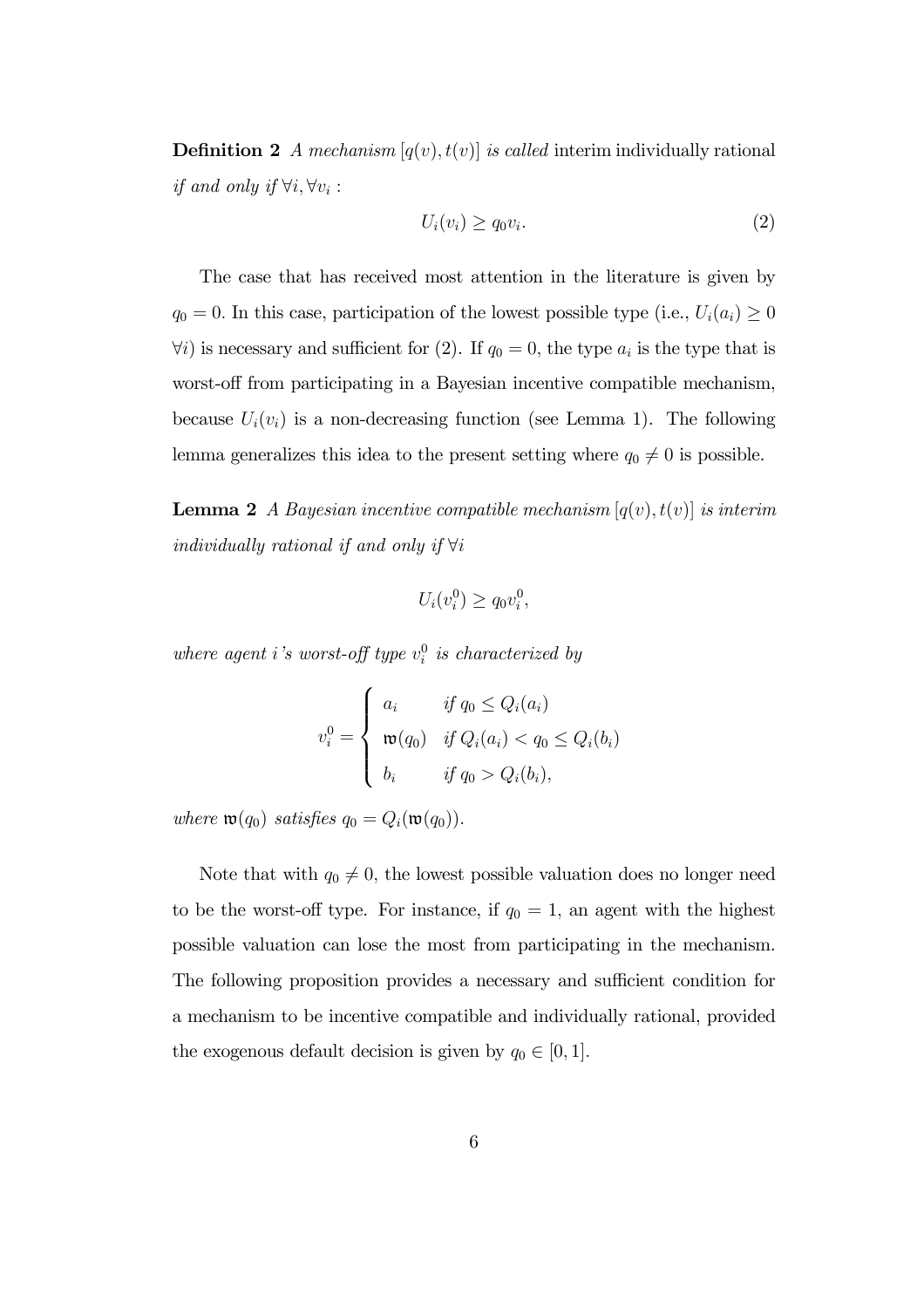**Definition 2** *A mechanism* $[q(v), t(v)]$ *is called* interim individually rational *if and only if* $\forall i, \forall v_i$ :

$$U_i(v_i) \geq q_0 v_i. \tag{2}$$

The case that has received most attention in the literature is given by $q_0 = 0$. In this case, participation of the lowest possible type (i.e., $U_i(a_i) \geq 0$ $\forall i$) is necessary and sufficient for (2). If $q_0 = 0$, the type $a_i$ is the type that is worst-off from participating in a Bayesian incentive compatible mechanism, because $U_i(v_i)$ is a non-decreasing function (see Lemma 1). The following lemma generalizes this idea to the present setting where $q_0 \neq 0$ is possible.

**Lemma 2** *A Bayesian incentive compatible mechanism* $[q(v), t(v)]$ *is interim individually rational if and only if* $\forall i$

$$U_i(v_i^0) \geq q_0 v_i^0,$$

*where agent i's worst-off type* $v_i^0$ *is characterized by*

$$v_i^0 = \begin{cases} a_i & \text{if } q_0 \leq Q_i(a_i) \\ \mathfrak{w}(q_0) & \text{if } Q_i(a_i) < q_0 \leq Q_i(b_i) \\ b_i & \text{if } q_0 > Q_i(b_i), \end{cases}$$

*where* $\mathfrak{w}(q_0)$ *satisfies* $q_0 = Q_i(\mathfrak{w}(q_0))$.

Note that with $q_0 \neq 0$, the lowest possible valuation does no longer need to be the worst-off type. For instance, if $q_0 = 1$, an agent with the highest possible valuation can lose the most from participating in the mechanism. The following proposition provides a necessary and sufficient condition for a mechanism to be incentive compatible and individually rational, provided the exogenous default decision is given by $q_0 \in [0, 1]$.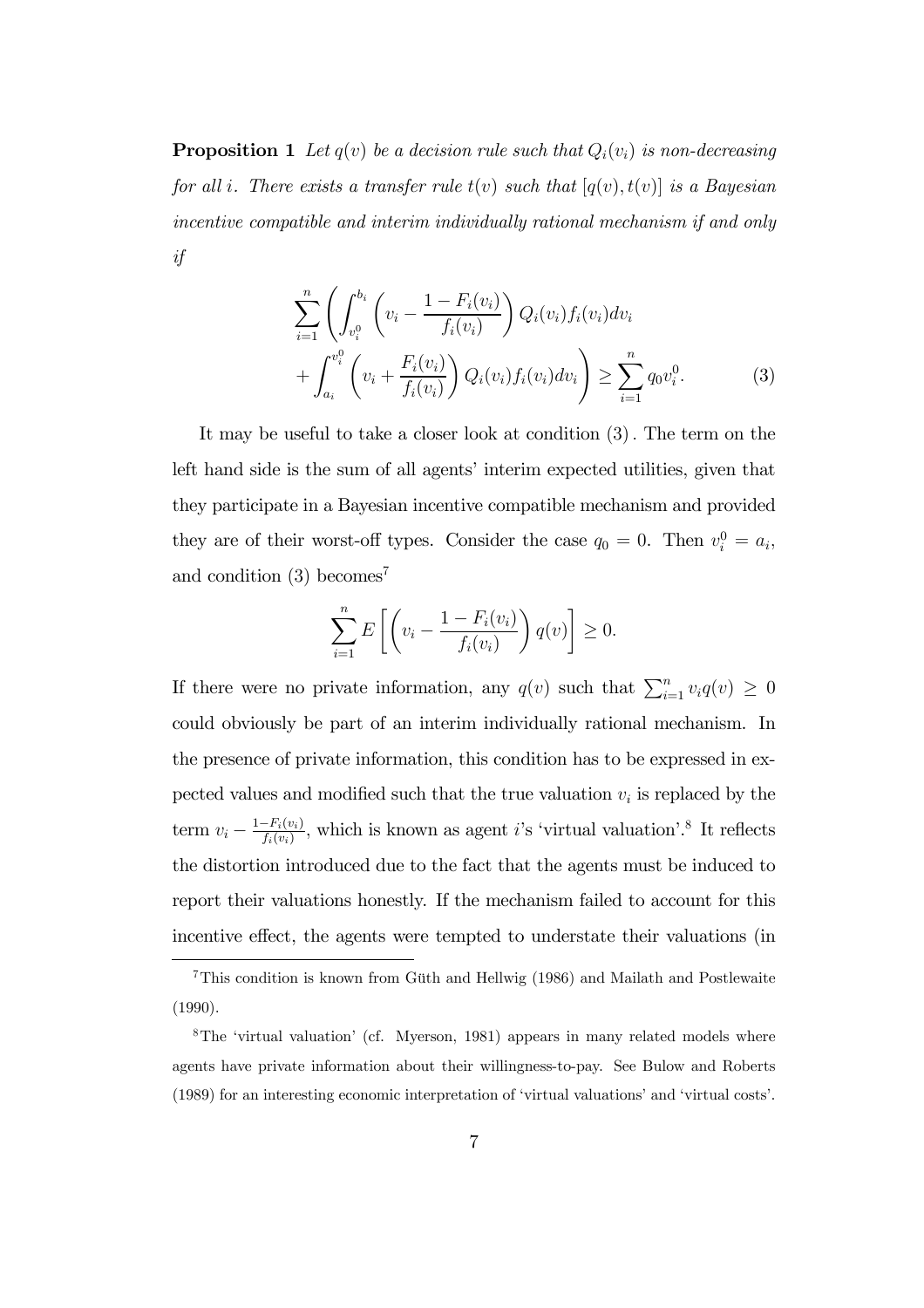**Proposition 1** *Let $q(v)$ be a decision rule such that $Q_i(v_i)$ is non-decreasing for all $i$. There exists a transfer rule $t(v)$ such that $[q(v), t(v)]$ is a Bayesian incentive compatible and interim individually rational mechanism if and only if*

$$\sum_{i=1}^{n} \left( \int_{v_i^0}^{b_i} \left( v_i - \frac{1 - F_i(v_i)}{f_i(v_i)} \right) Q_i(v_i) f_i(v_i) dv_i + \int_{a_i}^{v_i^0} \left( v_i + \frac{F_i(v_i)}{f_i(v_i)} \right) Q_i(v_i) f_i(v_i) dv_i \right) \geq \sum_{i=1}^{n} q_0 v_i^0. \tag{3}$$

It may be useful to take a closer look at condition (3). The term on the left hand side is the sum of all agents' interim expected utilities, given that they participate in a Bayesian incentive compatible mechanism and provided they are of their worst-off types. Consider the case $q_0 = 0$. Then $v_i^0 = a_i$, and condition (3) becomes[7]

$$\sum_{i=1}^{n} E\left[ \left( v_i - \frac{1 - F_i(v_i)}{f_i(v_i)} \right) q(v) \right] \geq 0.$$

If there were no private information, any $q(v)$ such that $\sum_{i=1}^{n} v_i q(v) \geq 0$ could obviously be part of an interim individually rational mechanism. In the presence of private information, this condition has to be expressed in expected values and modified such that the true valuation $v_i$ is replaced by the term $v_i - \frac{1 - F_i(v_i)}{f_i(v_i)}$, which is known as agent $i$'s 'virtual valuation'.[8] It reflects the distortion introduced due to the fact that the agents must be induced to report their valuations honestly. If the mechanism failed to account for this incentive effect, the agents were tempted to understate their valuations (in

---

[7] This condition is known from Güth and Hellwig (1986) and Mailath and Postlewaite (1990).

[8] The 'virtual valuation' (cf. Myerson, 1981) appears in many related models where agents have private information about their willingness-to-pay. See Bulow and Roberts (1989) for an interesting economic interpretation of 'virtual valuations' and 'virtual costs'.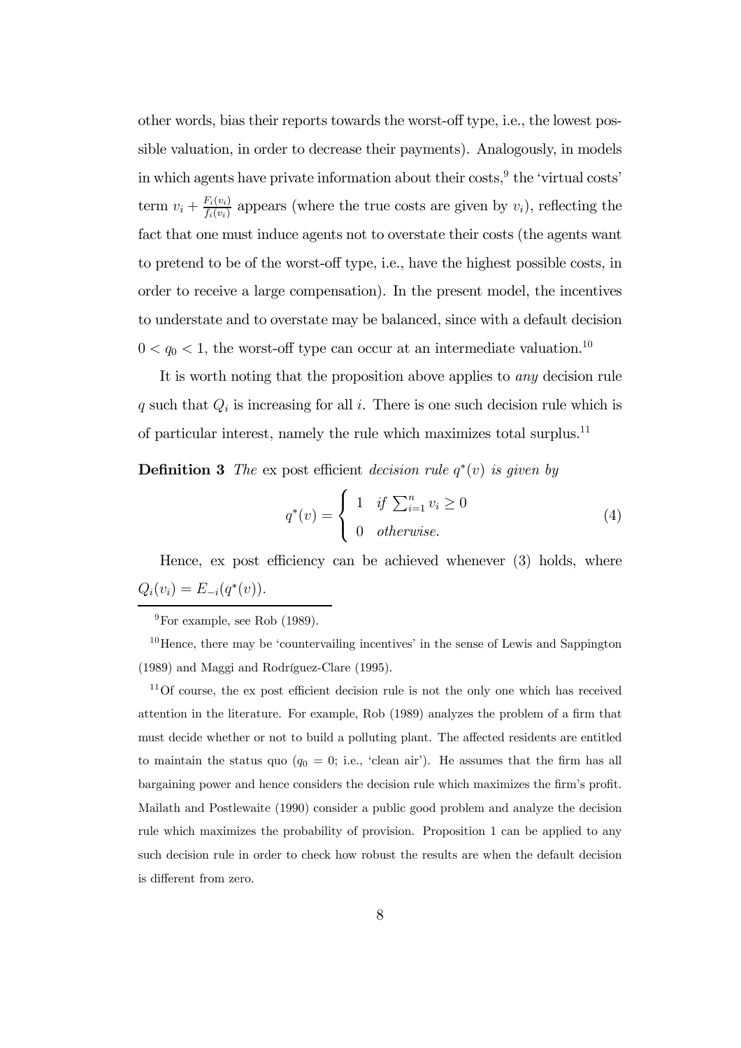other words, bias their reports towards the worst-off type, i.e., the lowest possible valuation, in order to decrease their payments). Analogously, in models in which agents have private information about their costs,[9] the 'virtual costs' term $v_i + \frac{F_i(v_i)}{f_i(v_i)}$ appears (where the true costs are given by $v_i$), reflecting the fact that one must induce agents not to overstate their costs (the agents want to pretend to be of the worst-off type, i.e., have the highest possible costs, in order to receive a large compensation). In the present model, the incentives to understate and to overstate may be balanced, since with a default decision $0 < q_0 < 1$, the worst-off type can occur at an intermediate valuation.[10]

It is worth noting that the proposition above applies to *any* decision rule $q$ such that $Q_i$ is increasing for all $i$. There is one such decision rule which is of particular interest, namely the rule which maximizes total surplus.[11]

**Definition 3** *The* ex post efficient *decision rule* $q^*(v)$ *is given by*

$$q^*(v) = \begin{cases} 1 & \text{if } \sum_{i=1}^{n} v_i \geq 0 \\ 0 & \text{otherwise.} \end{cases} \tag{4}$$

Hence, ex post efficiency can be achieved whenever (3) holds, where $Q_i(v_i) = E_{-i}(q^*(v))$.

[9] For example, see Rob (1989).

[10] Hence, there may be 'countervailing incentives' in the sense of Lewis and Sappington (1989) and Maggi and Rodríguez-Clare (1995).

[11] Of course, the ex post efficient decision rule is not the only one which has received attention in the literature. For example, Rob (1989) analyzes the problem of a firm that must decide whether or not to build a polluting plant. The affected residents are entitled to maintain the status quo ($q_0 = 0$; i.e., 'clean air'). He assumes that the firm has all bargaining power and hence considers the decision rule which maximizes the firm's profit. Mailath and Postlewaite (1990) consider a public good problem and analyze the decision rule which maximizes the probability of provision. Proposition 1 can be applied to any such decision rule in order to check how robust the results are when the default decision is different from zero.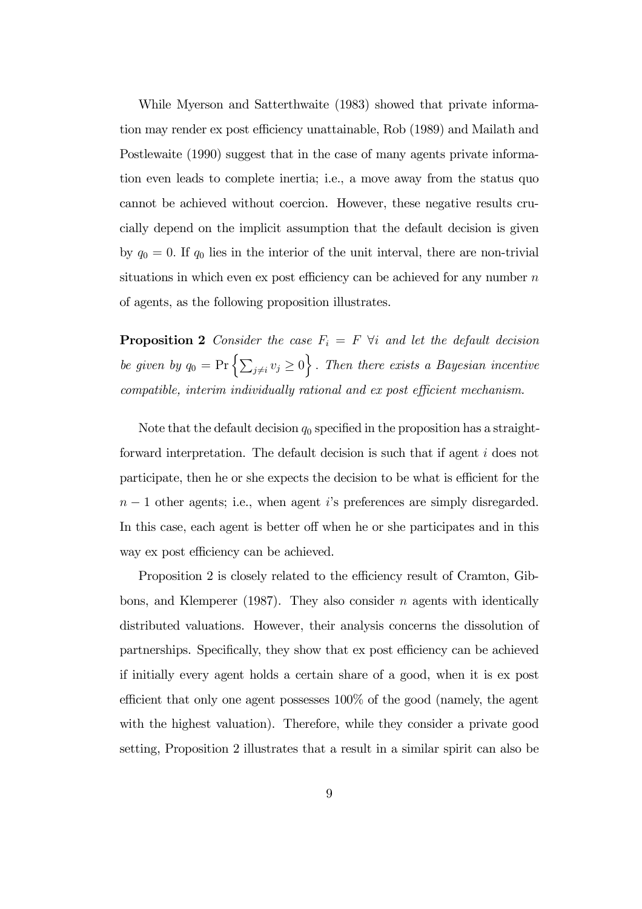While Myerson and Satterthwaite (1983) showed that private information may render ex post efficiency unattainable, Rob (1989) and Mailath and Postlewaite (1990) suggest that in the case of many agents private information even leads to complete inertia; i.e., a move away from the status quo cannot be achieved without coercion. However, these negative results crucially depend on the implicit assumption that the default decision is given by $q_0 = 0$. If $q_0$ lies in the interior of the unit interval, there are non-trivial situations in which even ex post efficiency can be achieved for any number $n$ of agents, as the following proposition illustrates.

**Proposition 2** *Consider the case $F_i = F \ \forall i$ and let the default decision be given by $q_0 = \Pr\left\{\sum_{j \neq i} v_j \geq 0\right\}$. Then there exists a Bayesian incentive compatible, interim individually rational and ex post efficient mechanism.*

Note that the default decision $q_0$ specified in the proposition has a straightforward interpretation. The default decision is such that if agent $i$ does not participate, then he or she expects the decision to be what is efficient for the $n-1$ other agents; i.e., when agent $i$'s preferences are simply disregarded. In this case, each agent is better off when he or she participates and in this way ex post efficiency can be achieved.

Proposition 2 is closely related to the efficiency result of Cramton, Gibbons, and Klemperer (1987). They also consider $n$ agents with identically distributed valuations. However, their analysis concerns the dissolution of partnerships. Specifically, they show that ex post efficiency can be achieved if initially every agent holds a certain share of a good, when it is ex post efficient that only one agent possesses 100% of the good (namely, the agent with the highest valuation). Therefore, while they consider a private good setting, Proposition 2 illustrates that a result in a similar spirit can also be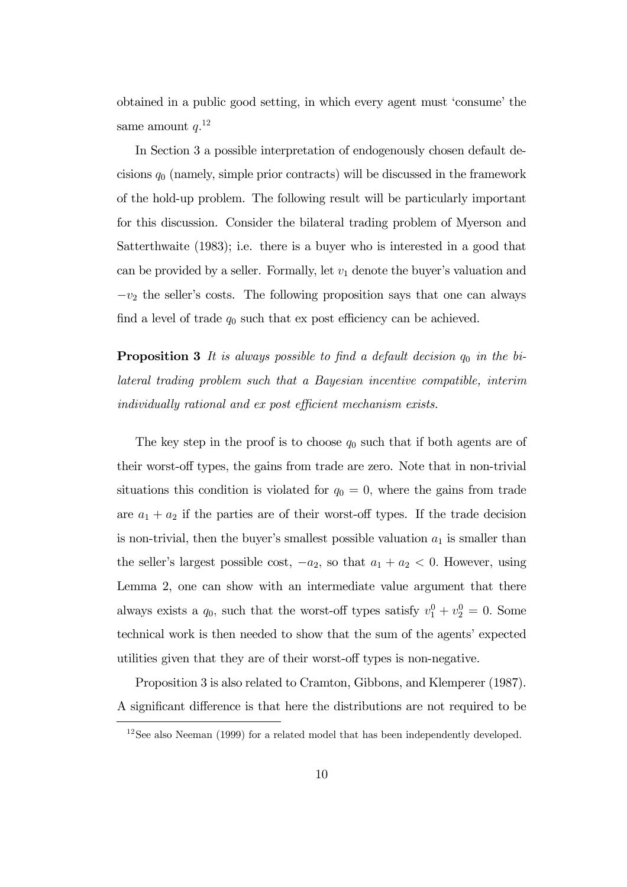obtained in a public good setting, in which every agent must 'consume' the same amount $q$.[12]

In Section 3 a possible interpretation of endogenously chosen default decisions $q_0$ (namely, simple prior contracts) will be discussed in the framework of the hold-up problem. The following result will be particularly important for this discussion. Consider the bilateral trading problem of Myerson and Satterthwaite (1983); i.e. there is a buyer who is interested in a good that can be provided by a seller. Formally, let $v_1$ denote the buyer's valuation and $-v_2$ the seller's costs. The following proposition says that one can always find a level of trade $q_0$ such that ex post efficiency can be achieved.

**Proposition 3** *It is always possible to find a default decision $q_0$ in the bilateral trading problem such that a Bayesian incentive compatible, interim individually rational and ex post efficient mechanism exists.*

The key step in the proof is to choose $q_0$ such that if both agents are of their worst-off types, the gains from trade are zero. Note that in non-trivial situations this condition is violated for $q_0 = 0$, where the gains from trade are $a_1 + a_2$ if the parties are of their worst-off types. If the trade decision is non-trivial, then the buyer's smallest possible valuation $a_1$ is smaller than the seller's largest possible cost, $-a_2$, so that $a_1 + a_2 < 0$. However, using Lemma 2, one can show with an intermediate value argument that there always exists a $q_0$, such that the worst-off types satisfy $v_1^0 + v_2^0 = 0$. Some technical work is then needed to show that the sum of the agents' expected utilities given that they are of their worst-off types is non-negative.

Proposition 3 is also related to Cramton, Gibbons, and Klemperer (1987). A significant difference is that here the distributions are not required to be

[12] See also Neeman (1999) for a related model that has been independently developed.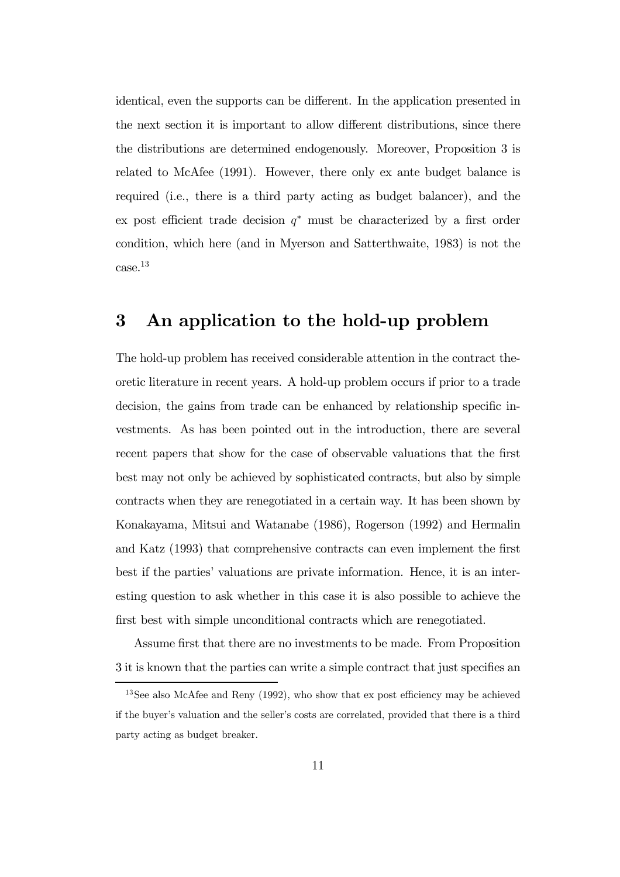identical, even the supports can be different. In the application presented in the next section it is important to allow different distributions, since there the distributions are determined endogenously. Moreover, Proposition 3 is related to McAfee (1991). However, there only ex ante budget balance is required (i.e., there is a third party acting as budget balancer), and the ex post efficient trade decision $q^*$ must be characterized by a first order condition, which here (and in Myerson and Satterthwaite, 1983) is not the case.[13]

# 3 An application to the hold-up problem

The hold-up problem has received considerable attention in the contract theoretic literature in recent years. A hold-up problem occurs if prior to a trade decision, the gains from trade can be enhanced by relationship specific investments. As has been pointed out in the introduction, there are several recent papers that show for the case of observable valuations that the first best may not only be achieved by sophisticated contracts, but also by simple contracts when they are renegotiated in a certain way. It has been shown by Konakayama, Mitsui and Watanabe (1986), Rogerson (1992) and Hermalin and Katz (1993) that comprehensive contracts can even implement the first best if the parties' valuations are private information. Hence, it is an interesting question to ask whether in this case it is also possible to achieve the first best with simple unconditional contracts which are renegotiated.

Assume first that there are no investments to be made. From Proposition 3 it is known that the parties can write a simple contract that just specifies an

[13] See also McAfee and Reny (1992), who show that ex post efficiency may be achieved if the buyer's valuation and the seller's costs are correlated, provided that there is a third party acting as budget breaker.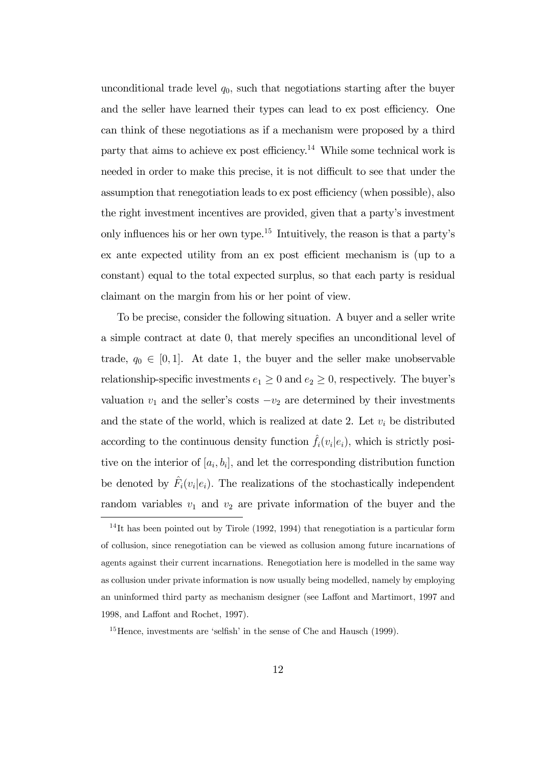unconditional trade level $q_0$, such that negotiations starting after the buyer and the seller have learned their types can lead to ex post efficiency. One can think of these negotiations as if a mechanism were proposed by a third party that aims to achieve ex post efficiency.[14] While some technical work is needed in order to make this precise, it is not difficult to see that under the assumption that renegotiation leads to ex post efficiency (when possible), also the right investment incentives are provided, given that a party's investment only influences his or her own type.[15] Intuitively, the reason is that a party's ex ante expected utility from an ex post efficient mechanism is (up to a constant) equal to the total expected surplus, so that each party is residual claimant on the margin from his or her point of view.

To be precise, consider the following situation. A buyer and a seller write a simple contract at date 0, that merely specifies an unconditional level of trade, $q_0 \in [0, 1]$. At date 1, the buyer and the seller make unobservable relationship-specific investments $e_1 \geq 0$ and $e_2 \geq 0$, respectively. The buyer's valuation $v_1$ and the seller's costs $-v_2$ are determined by their investments and the state of the world, which is realized at date 2. Let $v_i$ be distributed according to the continuous density function $\hat{f}_i(v_i|e_i)$, which is strictly positive on the interior of $[a_i, b_i]$, and let the corresponding distribution function be denoted by $\hat{F}_i(v_i|e_i)$. The realizations of the stochastically independent random variables $v_1$ and $v_2$ are private information of the buyer and the

[14] It has been pointed out by Tirole (1992, 1994) that renegotiation is a particular form of collusion, since renegotiation can be viewed as collusion among future incarnations of agents against their current incarnations. Renegotiation here is modelled in the same way as collusion under private information is now usually being modelled, namely by employing an uninformed third party as mechanism designer (see Laffont and Martimort, 1997 and 1998, and Laffont and Rochet, 1997).

[15] Hence, investments are 'selfish' in the sense of Che and Hausch (1999).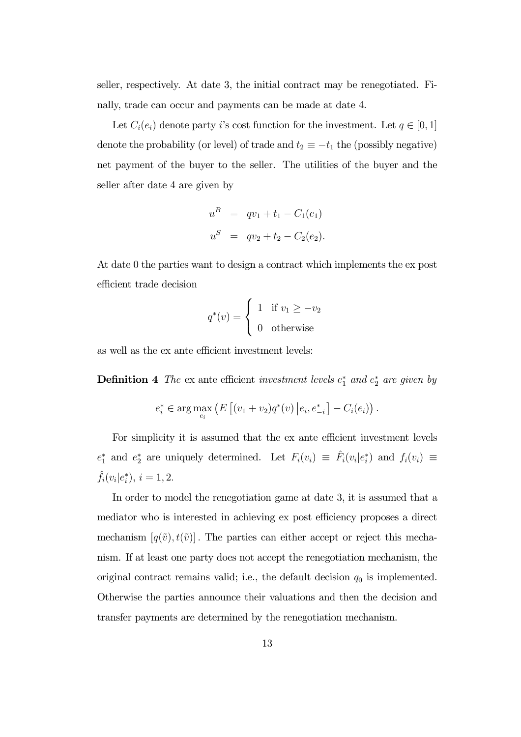seller, respectively. At date 3, the initial contract may be renegotiated. Finally, trade can occur and payments can be made at date 4.

Let $C_i(e_i)$ denote party $i$'s cost function for the investment. Let $q \in [0,1]$ denote the probability (or level) of trade and $t_2 \equiv -t_1$ the (possibly negative) net payment of the buyer to the seller. The utilities of the buyer and the seller after date 4 are given by

$$
\begin{aligned}
u^B &= qv_1 + t_1 - C_1(e_1) \\
u^S &= qv_2 + t_2 - C_2(e_2).
\end{aligned}
$$

At date 0 the parties want to design a contract which implements the ex post efficient trade decision

$$
q^*(v) = \begin{cases} 1 & \text{if } v_1 \geq -v_2 \\ 0 & \text{otherwise} \end{cases}
$$

as well as the ex ante efficient investment levels:

**Definition 4** *The* ex ante efficient *investment levels $e_1^*$ and $e_2^*$ are given by*

$$
e_i^* \in \arg\max_{e_i} \left( E\left[ (v_1 + v_2) q^*(v) \,\middle|\, e_i, e_{-i}^* \right] - C_i(e_i) \right).
$$

For simplicity it is assumed that the ex ante efficient investment levels $e_1^*$ and $e_2^*$ are uniquely determined. Let $F_i(v_i) \equiv \hat{F}_i(v_i|e_i^*)$ and $f_i(v_i) \equiv \hat{f}_i(v_i|e_i^*)$, $i = 1, 2$.

In order to model the renegotiation game at date 3, it is assumed that a mediator who is interested in achieving ex post efficiency proposes a direct mechanism $[q(\tilde{v}), t(\tilde{v})]$. The parties can either accept or reject this mechanism. If at least one party does not accept the renegotiation mechanism, the original contract remains valid; i.e., the default decision $q_0$ is implemented. Otherwise the parties announce their valuations and then the decision and transfer payments are determined by the renegotiation mechanism.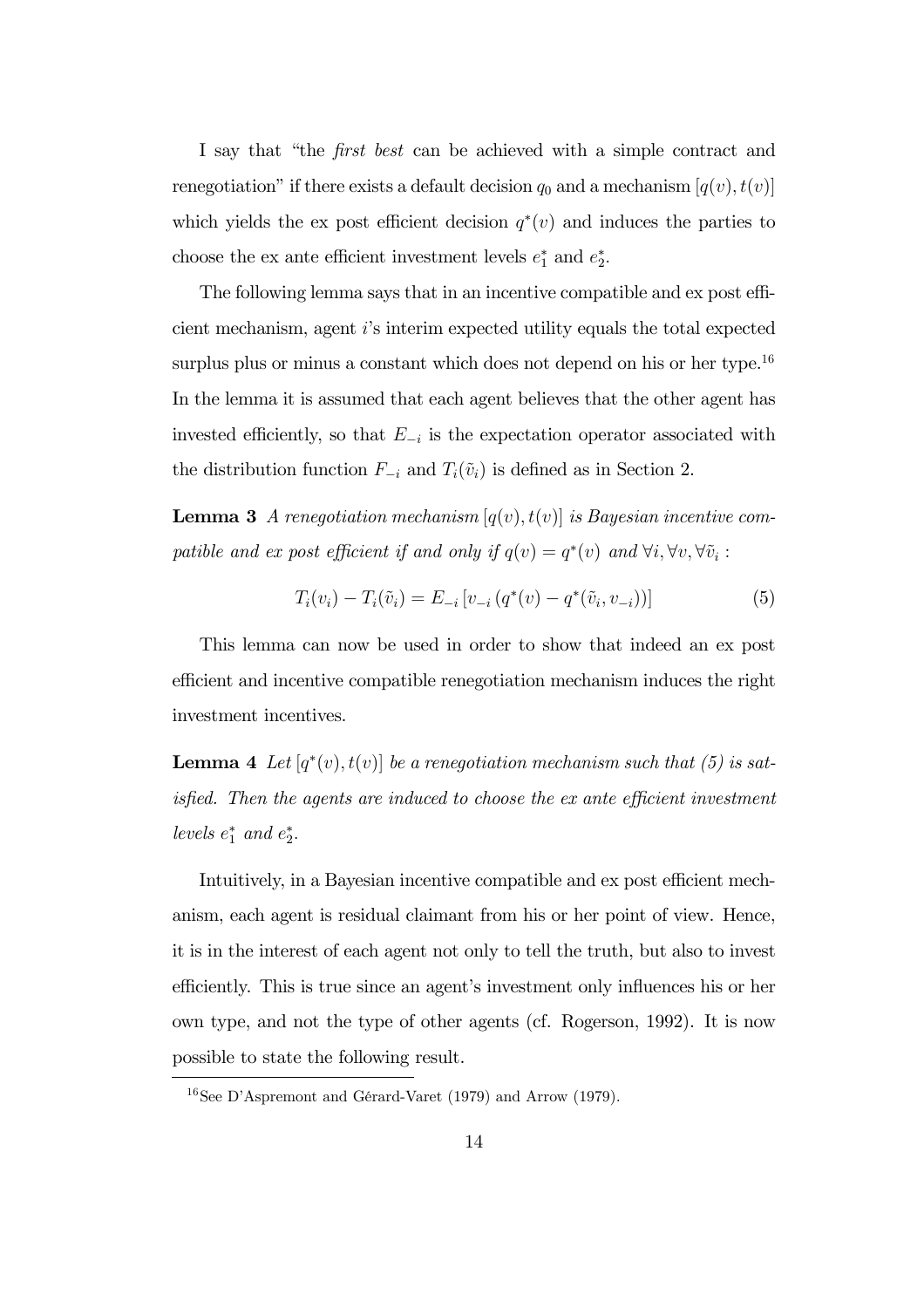I say that "the *first best* can be achieved with a simple contract and renegotiation" if there exists a default decision $q_0$ and a mechanism $[q(v), t(v)]$ which yields the ex post efficient decision $q^*(v)$ and induces the parties to choose the ex ante efficient investment levels $e_1^*$ and $e_2^*$.

The following lemma says that in an incentive compatible and ex post efficient mechanism, agent $i$'s interim expected utility equals the total expected surplus plus or minus a constant which does not depend on his or her type.[16] In the lemma it is assumed that each agent believes that the other agent has invested efficiently, so that $E_{-i}$ is the expectation operator associated with the distribution function $F_{-i}$ and $T_i(\tilde{v}_i)$ is defined as in Section 2.

**Lemma 3** *A renegotiation mechanism $[q(v), t(v)]$ is Bayesian incentive compatible and ex post efficient if and only if $q(v) = q^*(v)$ and $\forall i, \forall v, \forall \tilde{v}_i$ :*

$$T_i(v_i) - T_i(\tilde{v}_i) = E_{-i}\left[v_{-i}\left(q^*(v) - q^*(\tilde{v}_i, v_{-i})\right)\right] \tag{5}$$

This lemma can now be used in order to show that indeed an ex post efficient and incentive compatible renegotiation mechanism induces the right investment incentives.

**Lemma 4** *Let $[q^*(v), t(v)]$ be a renegotiation mechanism such that (5) is satisfied. Then the agents are induced to choose the ex ante efficient investment levels $e_1^*$ and $e_2^*$.*

Intuitively, in a Bayesian incentive compatible and ex post efficient mechanism, each agent is residual claimant from his or her point of view. Hence, it is in the interest of each agent not only to tell the truth, but also to invest efficiently. This is true since an agent's investment only influences his or her own type, and not the type of other agents (cf. Rogerson, 1992). It is now possible to state the following result.

[16] See D'Aspremont and Gérard-Varet (1979) and Arrow (1979).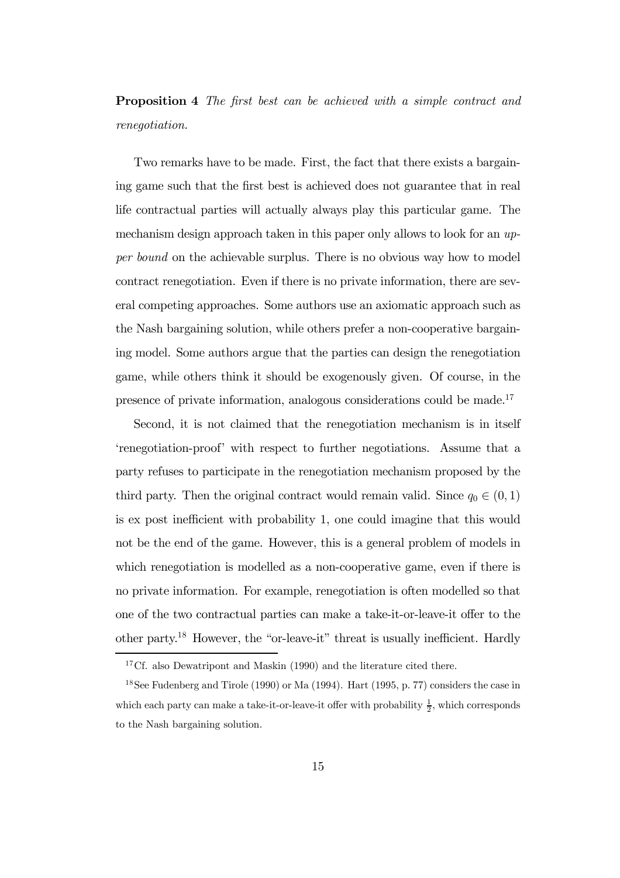**Proposition 4** *The first best can be achieved with a simple contract and renegotiation.*

Two remarks have to be made. First, the fact that there exists a bargaining game such that the first best is achieved does not guarantee that in real life contractual parties will actually always play this particular game. The mechanism design approach taken in this paper only allows to look for an *upper bound* on the achievable surplus. There is no obvious way how to model contract renegotiation. Even if there is no private information, there are several competing approaches. Some authors use an axiomatic approach such as the Nash bargaining solution, while others prefer a non-cooperative bargaining model. Some authors argue that the parties can design the renegotiation game, while others think it should be exogenously given. Of course, in the presence of private information, analogous considerations could be made.[17]

Second, it is not claimed that the renegotiation mechanism is in itself 'renegotiation-proof' with respect to further negotiations. Assume that a party refuses to participate in the renegotiation mechanism proposed by the third party. Then the original contract would remain valid. Since $q_0 \in (0, 1)$ is ex post inefficient with probability 1, one could imagine that this would not be the end of the game. However, this is a general problem of models in which renegotiation is modelled as a non-cooperative game, even if there is no private information. For example, renegotiation is often modelled so that one of the two contractual parties can make a take-it-or-leave-it offer to the other party.[18] However, the "or-leave-it" threat is usually inefficient. Hardly

[17] Cf. also Dewatripont and Maskin (1990) and the literature cited there.

[18] See Fudenberg and Tirole (1990) or Ma (1994). Hart (1995, p. 77) considers the case in which each party can make a take-it-or-leave-it offer with probability $\frac{1}{2}$, which corresponds to the Nash bargaining solution.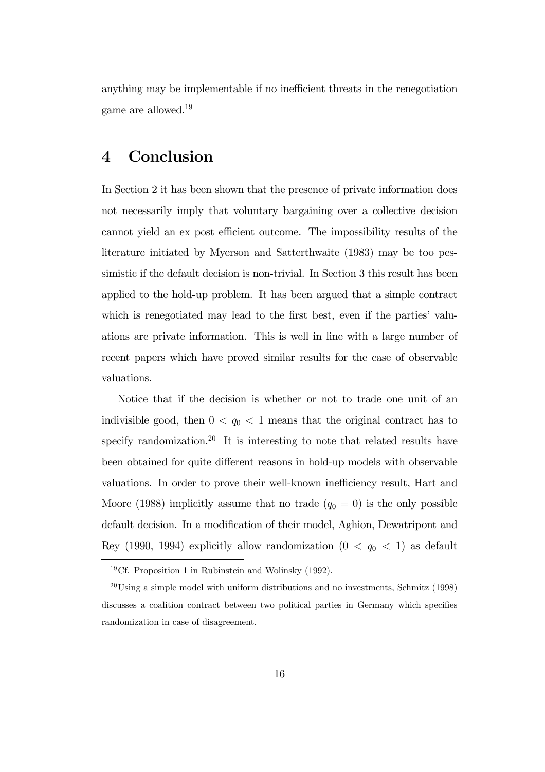anything may be implementable if no inefficient threats in the renegotiation game are allowed.[19]

# 4 Conclusion

In Section 2 it has been shown that the presence of private information does not necessarily imply that voluntary bargaining over a collective decision cannot yield an ex post efficient outcome. The impossibility results of the literature initiated by Myerson and Satterthwaite (1983) may be too pessimistic if the default decision is non-trivial. In Section 3 this result has been applied to the hold-up problem. It has been argued that a simple contract which is renegotiated may lead to the first best, even if the parties' valuations are private information. This is well in line with a large number of recent papers which have proved similar results for the case of observable valuations.

Notice that if the decision is whether or not to trade one unit of an indivisible good, then $0 < q_0 < 1$ means that the original contract has to specify randomization.[20] It is interesting to note that related results have been obtained for quite different reasons in hold-up models with observable valuations. In order to prove their well-known inefficiency result, Hart and Moore (1988) implicitly assume that no trade ($q_0 = 0$) is the only possible default decision. In a modification of their model, Aghion, Dewatripont and Rey (1990, 1994) explicitly allow randomization ($0 < q_0 < 1$) as default

[19] Cf. Proposition 1 in Rubinstein and Wolinsky (1992).

[20] Using a simple model with uniform distributions and no investments, Schmitz (1998) discusses a coalition contract between two political parties in Germany which specifies randomization in case of disagreement.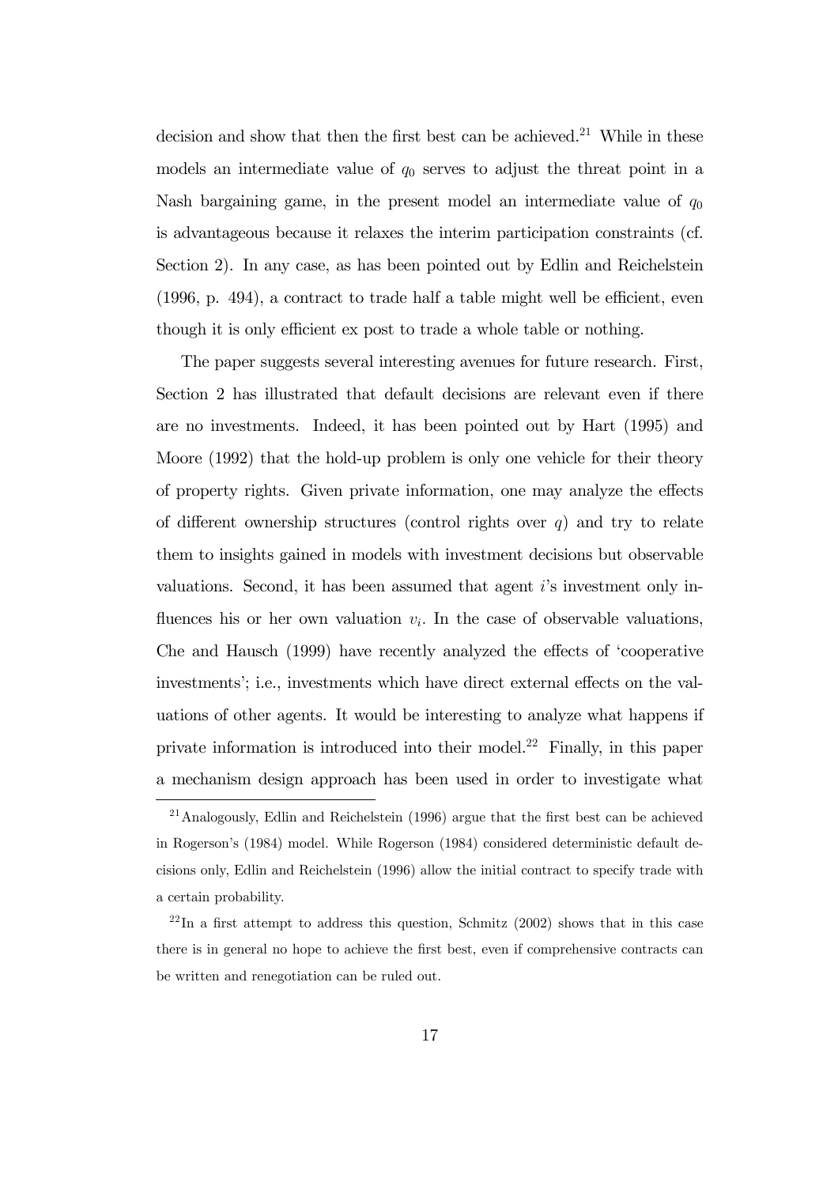decision and show that then the first best can be achieved.[21] While in these models an intermediate value of $q_0$ serves to adjust the threat point in a Nash bargaining game, in the present model an intermediate value of $q_0$ is advantageous because it relaxes the interim participation constraints (cf. Section 2). In any case, as has been pointed out by Edlin and Reichelstein (1996, p. 494), a contract to trade half a table might well be efficient, even though it is only efficient ex post to trade a whole table or nothing.

The paper suggests several interesting avenues for future research. First, Section 2 has illustrated that default decisions are relevant even if there are no investments. Indeed, it has been pointed out by Hart (1995) and Moore (1992) that the hold-up problem is only one vehicle for their theory of property rights. Given private information, one may analyze the effects of different ownership structures (control rights over $q$) and try to relate them to insights gained in models with investment decisions but observable valuations. Second, it has been assumed that agent $i$'s investment only influences his or her own valuation $v_i$. In the case of observable valuations, Che and Hausch (1999) have recently analyzed the effects of 'cooperative investments'; i.e., investments which have direct external effects on the valuations of other agents. It would be interesting to analyze what happens if private information is introduced into their model.[22] Finally, in this paper a mechanism design approach has been used in order to investigate what

[21] Analogously, Edlin and Reichelstein (1996) argue that the first best can be achieved in Rogerson's (1984) model. While Rogerson (1984) considered deterministic default decisions only, Edlin and Reichelstein (1996) allow the initial contract to specify trade with a certain probability.

[22] In a first attempt to address this question, Schmitz (2002) shows that in this case there is in general no hope to achieve the first best, even if comprehensive contracts can be written and renegotiation can be ruled out.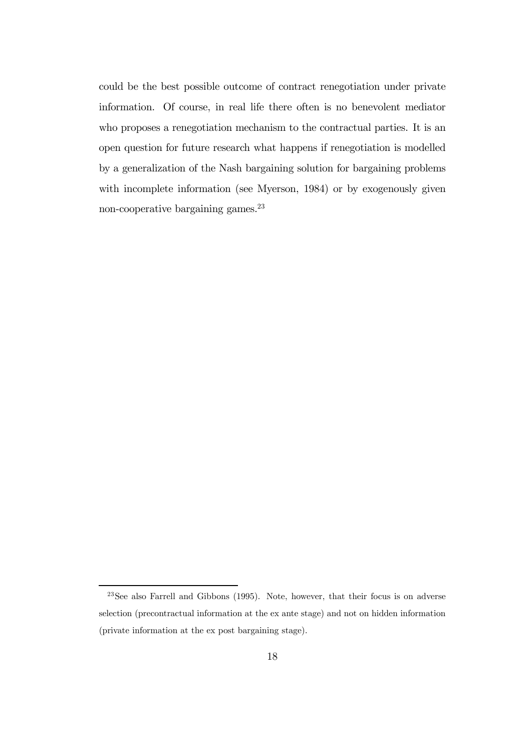could be the best possible outcome of contract renegotiation under private information. Of course, in real life there often is no benevolent mediator who proposes a renegotiation mechanism to the contractual parties. It is an open question for future research what happens if renegotiation is modelled by a generalization of the Nash bargaining solution for bargaining problems with incomplete information (see Myerson, 1984) or by exogenously given non-cooperative bargaining games.[23]

---

[23] See also Farrell and Gibbons (1995). Note, however, that their focus is on adverse selection (precontractual information at the ex ante stage) and not on hidden information (private information at the ex post bargaining stage).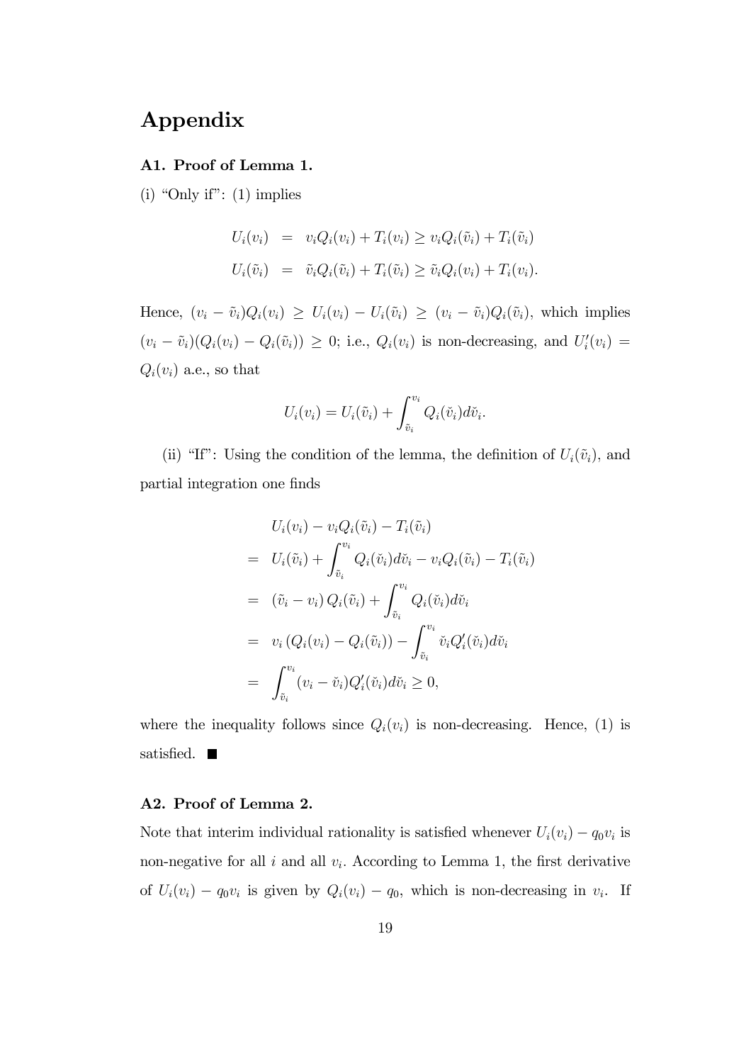# Appendix

### A1. Proof of Lemma 1.

(i) "Only if": (1) implies

$$
\begin{aligned}
U_i(v_i) &= v_i Q_i(v_i) + T_i(v_i) \geq v_i Q_i(\tilde{v}_i) + T_i(\tilde{v}_i) \\
U_i(\tilde{v}_i) &= \tilde{v}_i Q_i(\tilde{v}_i) + T_i(\tilde{v}_i) \geq \tilde{v}_i Q_i(v_i) + T_i(v_i).
\end{aligned}
$$

Hence, $(v_i - \tilde{v}_i)Q_i(v_i) \geq U_i(v_i) - U_i(\tilde{v}_i) \geq (v_i - \tilde{v}_i)Q_i(\tilde{v}_i)$, which implies $(v_i - \tilde{v}_i)(Q_i(v_i) - Q_i(\tilde{v}_i)) \geq 0$; i.e., $Q_i(v_i)$ is non-decreasing, and $U_i'(v_i) = Q_i(v_i)$ a.e., so that

$$
U_i(v_i) = U_i(\tilde{v}_i) + \int_{\tilde{v}_i}^{v_i} Q_i(\check{v}_i) d\check{v}_i.
$$

(ii) "If": Using the condition of the lemma, the definition of $U_i(\tilde{v}_i)$, and partial integration one finds

$$
\begin{aligned}
& U_i(v_i) - v_i Q_i(\tilde{v}_i) - T_i(\tilde{v}_i) \\
=\ & U_i(\tilde{v}_i) + \int_{\tilde{v}_i}^{v_i} Q_i(\check{v}_i) d\check{v}_i - v_i Q_i(\tilde{v}_i) - T_i(\tilde{v}_i) \\
=\ & (\tilde{v}_i - v_i)\, Q_i(\tilde{v}_i) + \int_{\tilde{v}_i}^{v_i} Q_i(\check{v}_i) d\check{v}_i \\
=\ & v_i \left(Q_i(v_i) - Q_i(\tilde{v}_i)\right) - \int_{\tilde{v}_i}^{v_i} \check{v}_i Q_i'(\check{v}_i) d\check{v}_i \\
=\ & \int_{\tilde{v}_i}^{v_i} (v_i - \check{v}_i) Q_i'(\check{v}_i) d\check{v}_i \geq 0,
\end{aligned}
$$

where the inequality follows since $Q_i(v_i)$ is non-decreasing. Hence, (1) is satisfied. ■

### A2. Proof of Lemma 2.

Note that interim individual rationality is satisfied whenever $U_i(v_i) - q_0 v_i$ is non-negative for all $i$ and all $v_i$. According to Lemma 1, the first derivative of $U_i(v_i) - q_0 v_i$ is given by $Q_i(v_i) - q_0$, which is non-decreasing in $v_i$. If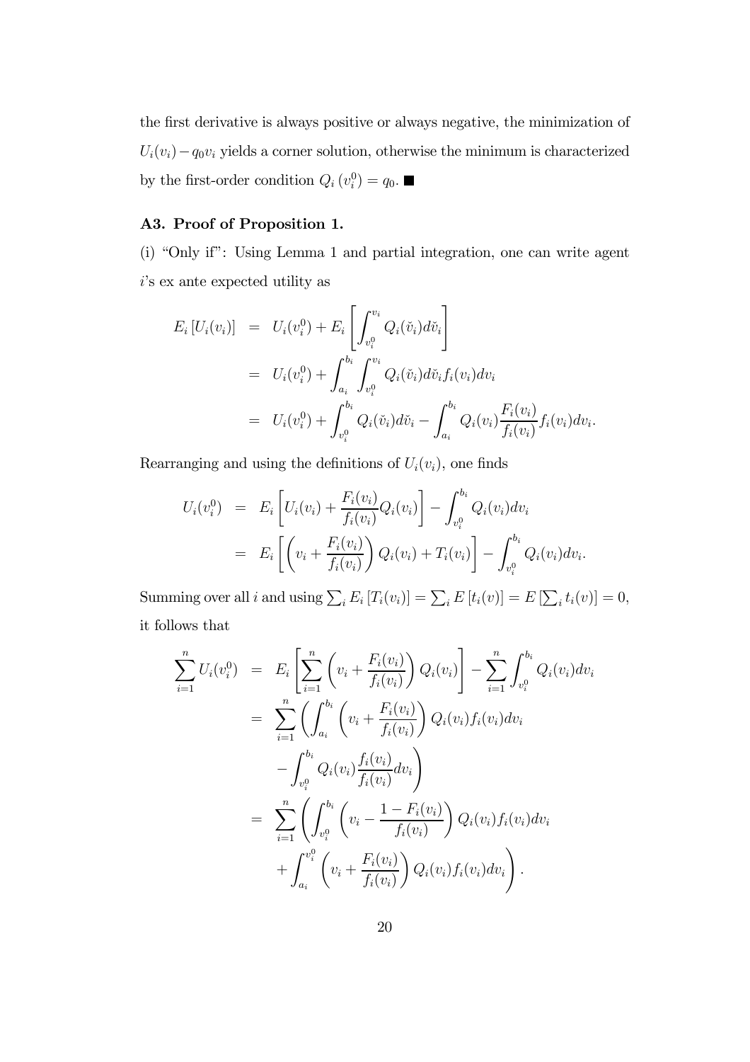the first derivative is always positive or always negative, the minimization of $U_i(v_i) - q_0 v_i$ yields a corner solution, otherwise the minimum is characterized by the first-order condition $Q_i(v_i^0) = q_0$. ■

### A3. Proof of Proposition 1.

(i) "Only if": Using Lemma 1 and partial integration, one can write agent $i$'s ex ante expected utility as

$$
\begin{aligned}
E_i[U_i(v_i)] &= U_i(v_i^0) + E_i\left[\int_{v_i^0}^{v_i} Q_i(\check{v}_i)d\check{v}_i\right] \\
&= U_i(v_i^0) + \int_{a_i}^{b_i}\int_{v_i^0}^{v_i} Q_i(\check{v}_i)d\check{v}_i f_i(v_i)dv_i \\
&= U_i(v_i^0) + \int_{v_i^0}^{b_i} Q_i(\check{v}_i)d\check{v}_i - \int_{a_i}^{b_i} Q_i(v_i)\frac{F_i(v_i)}{f_i(v_i)}f_i(v_i)dv_i.
\end{aligned}
$$

Rearranging and using the definitions of $U_i(v_i)$, one finds

$$
\begin{aligned}
U_i(v_i^0) &= E_i\left[U_i(v_i) + \frac{F_i(v_i)}{f_i(v_i)}Q_i(v_i)\right] - \int_{v_i^0}^{b_i} Q_i(v_i)dv_i \\
&= E_i\left[\left(v_i + \frac{F_i(v_i)}{f_i(v_i)}\right)Q_i(v_i) + T_i(v_i)\right] - \int_{v_i^0}^{b_i} Q_i(v_i)dv_i.
\end{aligned}
$$

Summing over all $i$ and using $\sum_i E_i[T_i(v_i)] = \sum_i E[t_i(v)] = E[\sum_i t_i(v)] = 0$, it follows that

$$
\begin{aligned}
\sum_{i=1}^{n} U_i(v_i^0) &= E_i\left[\sum_{i=1}^{n}\left(v_i + \frac{F_i(v_i)}{f_i(v_i)}\right)Q_i(v_i)\right] - \sum_{i=1}^{n}\int_{v_i^0}^{b_i} Q_i(v_i)dv_i \\
&= \sum_{i=1}^{n}\left(\int_{a_i}^{b_i}\left(v_i + \frac{F_i(v_i)}{f_i(v_i)}\right)Q_i(v_i)f_i(v_i)dv_i\right. \\
&\quad \left. - \int_{v_i^0}^{b_i} Q_i(v_i)\frac{f_i(v_i)}{f_i(v_i)}dv_i\right) \\
&= \sum_{i=1}^{n}\left(\int_{v_i^0}^{b_i}\left(v_i - \frac{1 - F_i(v_i)}{f_i(v_i)}\right)Q_i(v_i)f_i(v_i)dv_i\right. \\
&\quad \left. + \int_{a_i}^{v_i^0}\left(v_i + \frac{F_i(v_i)}{f_i(v_i)}\right)Q_i(v_i)f_i(v_i)dv_i\right).
\end{aligned}
$$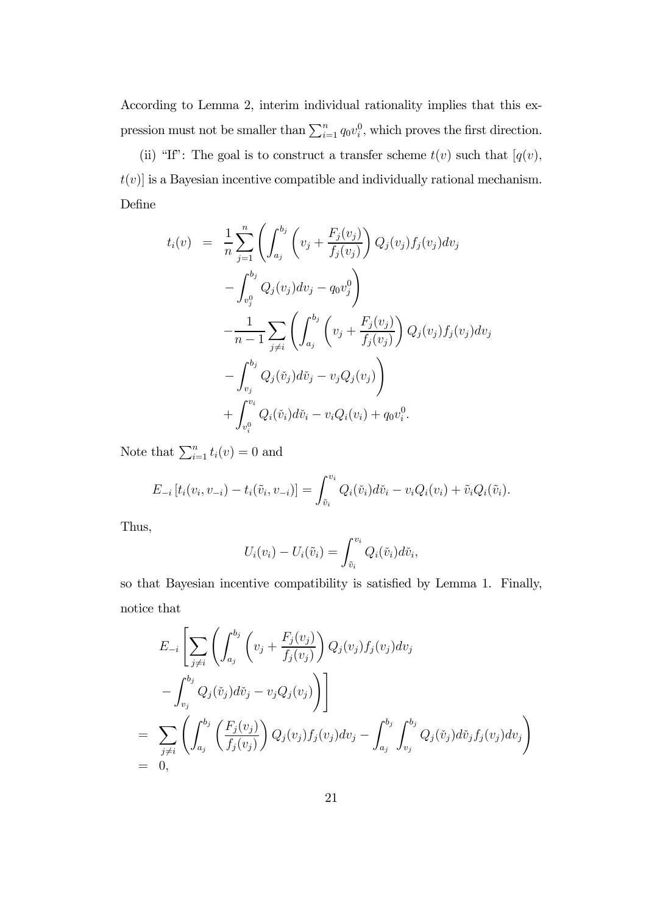According to Lemma 2, interim individual rationality implies that this expression must not be smaller than $\sum_{i=1}^{n} q_0 v_i^0$, which proves the first direction.

(ii) "If": The goal is to construct a transfer scheme $t(v)$ such that $[q(v), t(v)]$ is a Bayesian incentive compatible and individually rational mechanism. Define

$$
\begin{aligned}
t_i(v) \;=\; & \frac{1}{n}\sum_{j=1}^{n}\left(\int_{a_j}^{b_j}\left(v_j+\frac{F_j(v_j)}{f_j(v_j)}\right)Q_j(v_j)f_j(v_j)dv_j \right.\\
& \left. -\int_{v_j^0}^{b_j} Q_j(v_j)dv_j - q_0 v_j^0\right)\\
& -\frac{1}{n-1}\sum_{j\neq i}\left(\int_{a_j}^{b_j}\left(v_j+\frac{F_j(v_j)}{f_j(v_j)}\right)Q_j(v_j)f_j(v_j)dv_j \right.\\
& \left. -\int_{v_j}^{b_j} Q_j(\check{v}_j)d\check{v}_j - v_j Q_j(v_j)\right)\\
& +\int_{v_i^0}^{v_i} Q_i(\check{v}_i)d\check{v}_i - v_i Q_i(v_i) + q_0 v_i^0.
\end{aligned}
$$

Note that $\sum_{i=1}^{n} t_i(v) = 0$ and

$$
E_{-i}\left[t_i(v_i, v_{-i}) - t_i(\tilde{v}_i, v_{-i})\right] = \int_{\tilde{v}_i}^{v_i} Q_i(\check{v}_i)d\check{v}_i - v_i Q_i(v_i) + \tilde{v}_i Q_i(\tilde{v}_i).
$$

Thus,

$$
U_i(v_i) - U_i(\tilde{v}_i) = \int_{\tilde{v}_i}^{v_i} Q_i(\check{v}_i)d\check{v}_i,
$$

so that Bayesian incentive compatibility is satisfied by Lemma 1. Finally, notice that

$$
\begin{aligned}
& E_{-i}\left[\sum_{j\neq i}\left(\int_{a_j}^{b_j}\left(v_j+\frac{F_j(v_j)}{f_j(v_j)}\right)Q_j(v_j)f_j(v_j)dv_j \right.\right.\\
& \left.\left. -\int_{v_j}^{b_j} Q_j(\check{v}_j)d\check{v}_j - v_j Q_j(v_j)\right)\right]\\
= \; & \sum_{j\neq i}\left(\int_{a_j}^{b_j}\left(\frac{F_j(v_j)}{f_j(v_j)}\right)Q_j(v_j)f_j(v_j)dv_j - \int_{a_j}^{b_j}\int_{v_j}^{b_j} Q_j(\check{v}_j)d\check{v}_j f_j(v_j)dv_j\right)\\
= \; & 0,
\end{aligned}
$$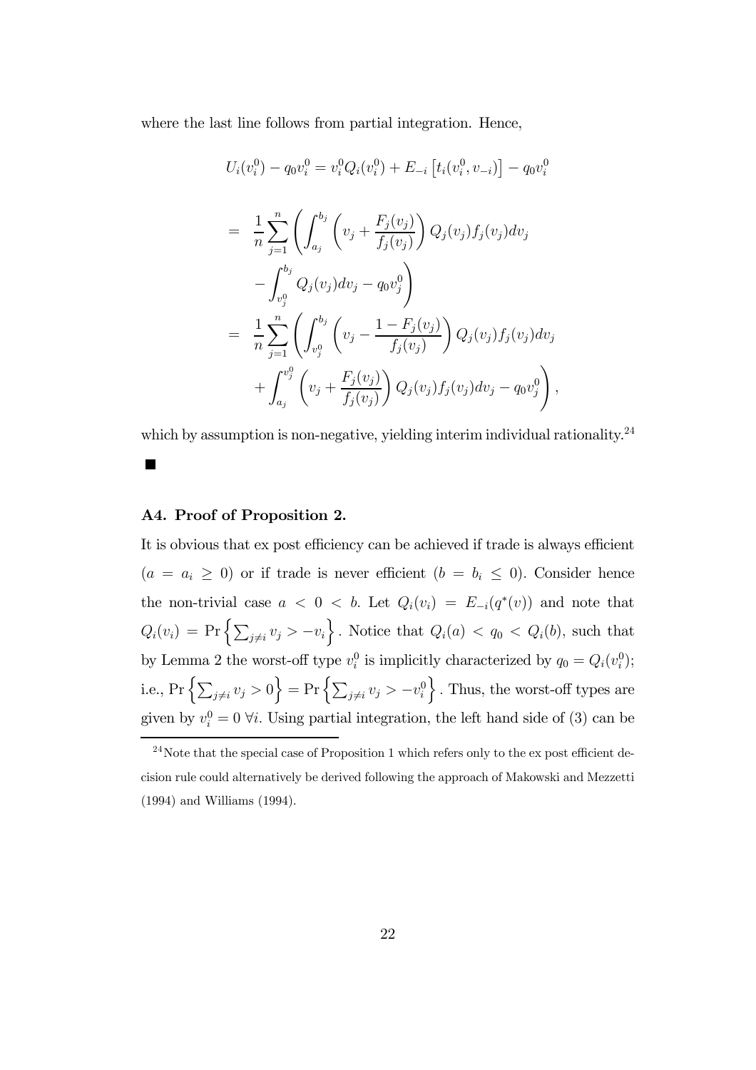where the last line follows from partial integration. Hence,

$$
\begin{aligned}
U_i(v_i^0) - q_0 v_i^0 &= v_i^0 Q_i(v_i^0) + E_{-i}\left[t_i(v_i^0, v_{-i})\right] - q_0 v_i^0 \\
&= \frac{1}{n}\sum_{j=1}^{n}\left(\int_{a_j}^{b_j}\left(v_j + \frac{F_j(v_j)}{f_j(v_j)}\right) Q_j(v_j) f_j(v_j) dv_j \right. \\
&\quad \left. - \int_{v_j^0}^{b_j} Q_j(v_j) dv_j - q_0 v_j^0\right) \\
&= \frac{1}{n}\sum_{j=1}^{n}\left(\int_{v_j^0}^{b_j}\left(v_j - \frac{1 - F_j(v_j)}{f_j(v_j)}\right) Q_j(v_j) f_j(v_j) dv_j \right. \\
&\quad \left. + \int_{a_j}^{v_j^0}\left(v_j + \frac{F_j(v_j)}{f_j(v_j)}\right) Q_j(v_j) f_j(v_j) dv_j - q_0 v_j^0\right),
\end{aligned}
$$

which by assumption is non-negative, yielding interim individual rationality.[24]

■

### A4. Proof of Proposition 2.

It is obvious that ex post efficiency can be achieved if trade is always efficient ($a = a_i \geq 0$) or if trade is never efficient ($b = b_i \leq 0$). Consider hence the non-trivial case $a < 0 < b$. Let $Q_i(v_i) = E_{-i}(q^*(v))$ and note that $Q_i(v_i) = \Pr\left\{\sum_{j \neq i} v_j > -v_i\right\}$. Notice that $Q_i(a) < q_0 < Q_i(b)$, such that by Lemma 2 the worst-off type $v_i^0$ is implicitly characterized by $q_0 = Q_i(v_i^0)$; i.e., $\Pr\left\{\sum_{j \neq i} v_j > 0\right\} = \Pr\left\{\sum_{j \neq i} v_j > -v_i^0\right\}$. Thus, the worst-off types are given by $v_i^0 = 0 \; \forall i$. Using partial integration, the left hand side of (3) can be

[24] Note that the special case of Proposition 1 which refers only to the ex post efficient decision rule could alternatively be derived following the approach of Makowski and Mezzetti (1994) and Williams (1994).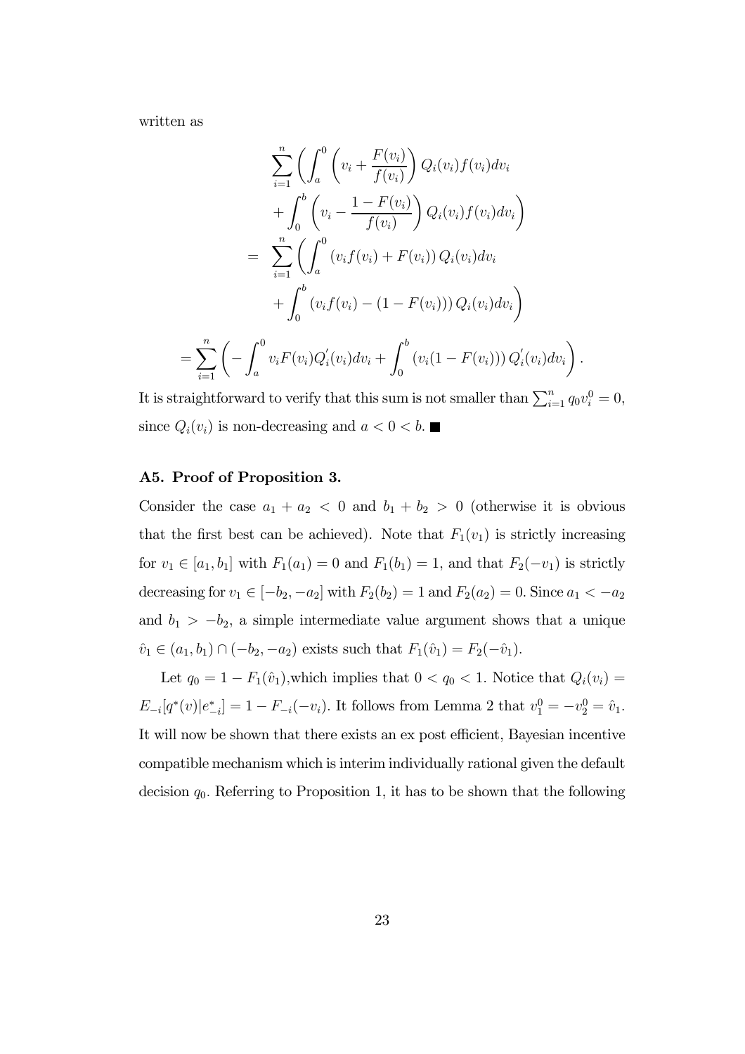written as

$$
\begin{aligned}
&\sum_{i=1}^{n}\left(\int_{a}^{0}\left(v_i+\frac{F(v_i)}{f(v_i)}\right)Q_i(v_i)f(v_i)dv_i\right.\\
&\left.+\int_{0}^{b}\left(v_i-\frac{1-F(v_i)}{f(v_i)}\right)Q_i(v_i)f(v_i)dv_i\right)\\
=\;&\sum_{i=1}^{n}\left(\int_{a}^{0}\left(v_if(v_i)+F(v_i)\right)Q_i(v_i)dv_i\right.\\
&\left.+\int_{0}^{b}\left(v_if(v_i)-\left(1-F(v_i)\right)\right)Q_i(v_i)dv_i\right)
\end{aligned}
$$

$$
=\sum_{i=1}^{n}\left(-\int_{a}^{0}v_iF(v_i)Q_i^{'}(v_i)dv_i+\int_{0}^{b}\left(v_i(1-F(v_i))\right)Q_i^{'}(v_i)dv_i\right).
$$

It is straightforward to verify that this sum is not smaller than $\sum_{i=1}^{n}q_0v_i^0=0$, since $Q_i(v_i)$ is non-decreasing and $a<0<b$. ■

### A5. Proof of Proposition 3.

Consider the case $a_1+a_2<0$ and $b_1+b_2>0$ (otherwise it is obvious that the first best can be achieved). Note that $F_1(v_1)$ is strictly increasing for $v_1\in[a_1,b_1]$ with $F_1(a_1)=0$ and $F_1(b_1)=1$, and that $F_2(-v_1)$ is strictly decreasing for $v_1\in[-b_2,-a_2]$ with $F_2(b_2)=1$ and $F_2(a_2)=0$. Since $a_1<-a_2$ and $b_1>-b_2$, a simple intermediate value argument shows that a unique $\hat{v}_1\in(a_1,b_1)\cap(-b_2,-a_2)$ exists such that $F_1(\hat{v}_1)=F_2(-\hat{v}_1)$.

Let $q_0=1-F_1(\hat{v}_1)$,which implies that $0<q_0<1$. Notice that $Q_i(v_i)=E_{-i}[q^*(v)|e_{-i}^*]=1-F_{-i}(-v_i)$. It follows from Lemma 2 that $v_1^0=-v_2^0=\hat{v}_1$. It will now be shown that there exists an ex post efficient, Bayesian incentive compatible mechanism which is interim individually rational given the default decision $q_0$. Referring to Proposition 1, it has to be shown that the following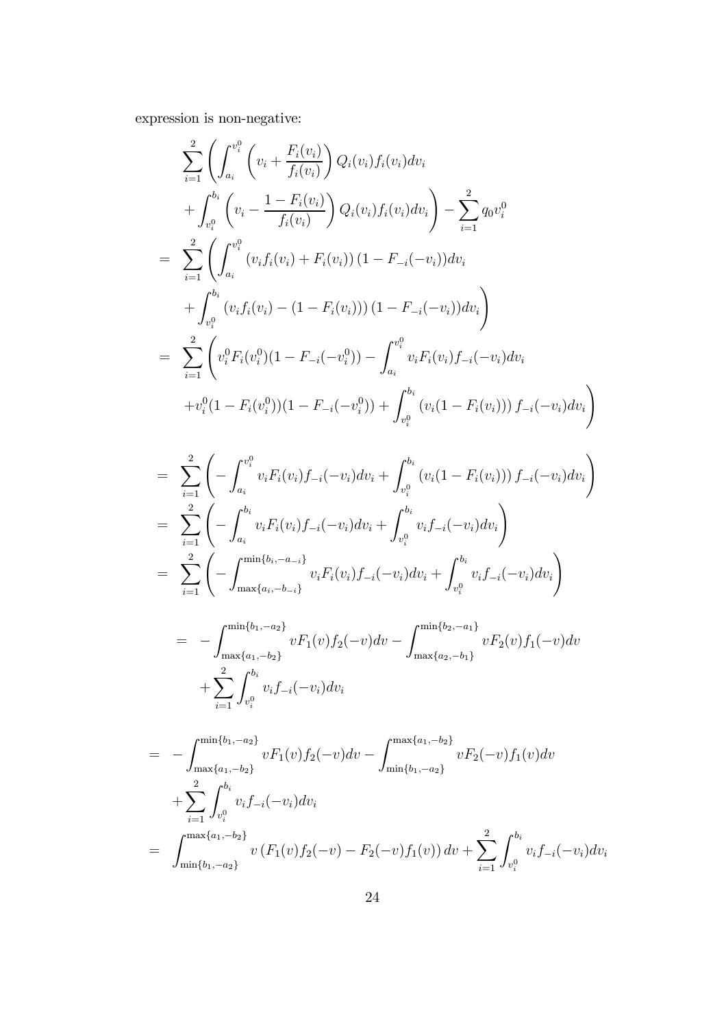expression is non-negative:

$$
\begin{aligned}
& \sum_{i=1}^{2}\left(\int_{a_i}^{v_i^0}\left(v_i+\frac{F_i(v_i)}{f_i(v_i)}\right)Q_i(v_i)f_i(v_i)dv_i \right.\\
& \left. +\int_{v_i^0}^{b_i}\left(v_i-\frac{1-F_i(v_i)}{f_i(v_i)}\right)Q_i(v_i)f_i(v_i)dv_i\right)-\sum_{i=1}^{2}q_0v_i^0 \\
= & \sum_{i=1}^{2}\left(\int_{a_i}^{v_i^0}\left(v_if_i(v_i)+F_i(v_i)\right)(1-F_{-i}(-v_i))dv_i \right.\\
& \left. +\int_{v_i^0}^{b_i}\left(v_if_i(v_i)-(1-F_i(v_i))\right)(1-F_{-i}(-v_i))dv_i\right) \\
= & \sum_{i=1}^{2}\left(v_i^0F_i(v_i^0)(1-F_{-i}(-v_i^0))-\int_{a_i}^{v_i^0}v_iF_i(v_i)f_{-i}(-v_i)dv_i \right.\\
& \left. +v_i^0(1-F_i(v_i^0))(1-F_{-i}(-v_i^0))+\int_{v_i^0}^{b_i}\left(v_i(1-F_i(v_i))\right)f_{-i}(-v_i)dv_i\right)
\end{aligned}
$$

$$
\begin{aligned}
= & \sum_{i=1}^{2}\left(-\int_{a_i}^{v_i^0}v_iF_i(v_i)f_{-i}(-v_i)dv_i+\int_{v_i^0}^{b_i}\left(v_i(1-F_i(v_i))\right)f_{-i}(-v_i)dv_i\right) \\
= & \sum_{i=1}^{2}\left(-\int_{a_i}^{b_i}v_iF_i(v_i)f_{-i}(-v_i)dv_i+\int_{v_i^0}^{b_i}v_if_{-i}(-v_i)dv_i\right) \\
= & \sum_{i=1}^{2}\left(-\int_{\max\{a_i,-b_{-i}\}}^{\min\{b_i,-a_{-i}\}}v_iF_i(v_i)f_{-i}(-v_i)dv_i+\int_{v_i^0}^{b_i}v_if_{-i}(-v_i)dv_i\right)
\end{aligned}
$$

$$
\begin{aligned}
= & -\int_{\max\{a_1,-b_2\}}^{\min\{b_1,-a_2\}}vF_1(v)f_2(-v)dv-\int_{\max\{a_2,-b_1\}}^{\min\{b_2,-a_1\}}vF_2(v)f_1(-v)dv \\
& +\sum_{i=1}^{2}\int_{v_i^0}^{b_i}v_if_{-i}(-v_i)dv_i
\end{aligned}
$$

$$
\begin{aligned}
= & -\int_{\max\{a_1,-b_2\}}^{\min\{b_1,-a_2\}}vF_1(v)f_2(-v)dv-\int_{\min\{b_1,-a_2\}}^{\max\{a_1,-b_2\}}vF_2(-v)f_1(v)dv \\
& +\sum_{i=1}^{2}\int_{v_i^0}^{b_i}v_if_{-i}(-v_i)dv_i \\
= & \int_{\min\{b_1,-a_2\}}^{\max\{a_1,-b_2\}}v\left(F_1(v)f_2(-v)-F_2(-v)f_1(v)\right)dv+\sum_{i=1}^{2}\int_{v_i^0}^{b_i}v_if_{-i}(-v_i)dv_i
\end{aligned}
$$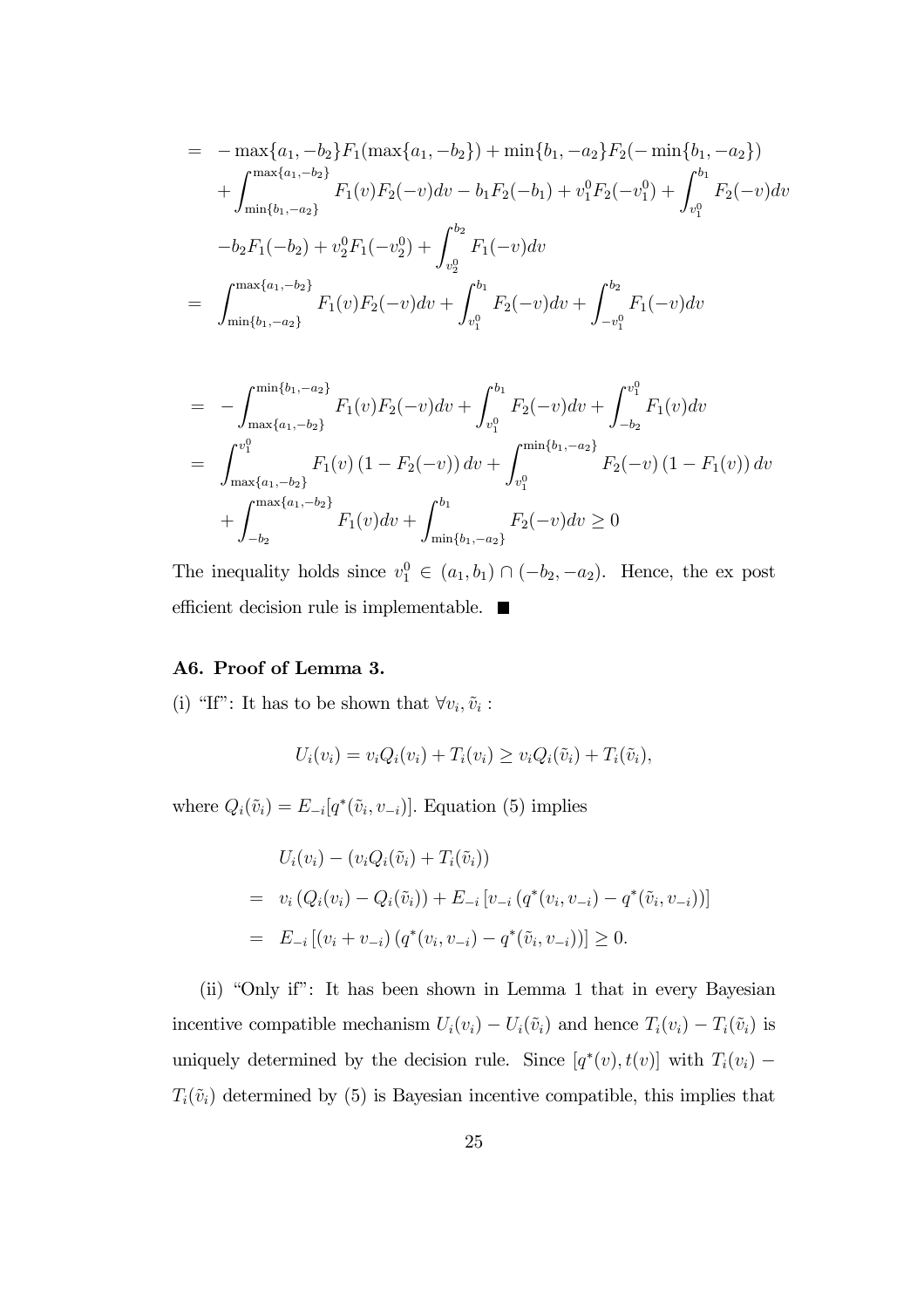$$
\begin{aligned}
&= -\max\{a_1,-b_2\}F_1(\max\{a_1,-b_2\}) + \min\{b_1,-a_2\}F_2(-\min\{b_1,-a_2\}) \\
&\quad + \int_{\min\{b_1,-a_2\}}^{\max\{a_1,-b_2\}} F_1(v)F_2(-v)dv - b_1F_2(-b_1) + v_1^0F_2(-v_1^0) + \int_{v_1^0}^{b_1} F_2(-v)dv \\
&\quad -b_2F_1(-b_2) + v_2^0F_1(-v_2^0) + \int_{v_2^0}^{b_2} F_1(-v)dv \\
&= \int_{\min\{b_1,-a_2\}}^{\max\{a_1,-b_2\}} F_1(v)F_2(-v)dv + \int_{v_1^0}^{b_1} F_2(-v)dv + \int_{-v_1^0}^{b_2} F_1(-v)dv
\end{aligned}
$$

$$
\begin{aligned}
&= -\int_{\max\{a_1,-b_2\}}^{\min\{b_1,-a_2\}} F_1(v)F_2(-v)dv + \int_{v_1^0}^{b_1} F_2(-v)dv + \int_{-b_2}^{v_1^0} F_1(v)dv \\
&= \int_{\max\{a_1,-b_2\}}^{v_1^0} F_1(v)\left(1-F_2(-v)\right)dv + \int_{v_1^0}^{\min\{b_1,-a_2\}} F_2(-v)\left(1-F_1(v)\right)dv \\
&\quad + \int_{-b_2}^{\max\{a_1,-b_2\}} F_1(v)dv + \int_{\min\{b_1,-a_2\}}^{b_1} F_2(-v)dv \geq 0
\end{aligned}
$$

The inequality holds since $v_1^0 \in (a_1,b_1)\cap(-b_2,-a_2)$. Hence, the ex post efficient decision rule is implementable. ■

### A6. Proof of Lemma 3.

(i) "If": It has to be shown that $\forall v_i, \tilde{v}_i$ :

$$
U_i(v_i) = v_iQ_i(v_i) + T_i(v_i) \geq v_iQ_i(\tilde{v}_i) + T_i(\tilde{v}_i),
$$

where $Q_i(\tilde{v}_i) = E_{-i}[q^*(\tilde{v}_i, v_{-i})]$. Equation (5) implies

$$
\begin{aligned}
&U_i(v_i) - (v_iQ_i(\tilde{v}_i) + T_i(\tilde{v}_i)) \\
&= v_i\left(Q_i(v_i) - Q_i(\tilde{v}_i)\right) + E_{-i}\left[v_{-i}\left(q^*(v_i,v_{-i}) - q^*(\tilde{v}_i,v_{-i})\right)\right] \\
&= E_{-i}\left[(v_i+v_{-i})\left(q^*(v_i,v_{-i}) - q^*(\tilde{v}_i,v_{-i})\right)\right] \geq 0.
\end{aligned}
$$

(ii) "Only if": It has been shown in Lemma 1 that in every Bayesian incentive compatible mechanism $U_i(v_i) - U_i(\tilde{v}_i)$ and hence $T_i(v_i) - T_i(\tilde{v}_i)$ is uniquely determined by the decision rule. Since $[q^*(v), t(v)]$ with $T_i(v_i) - T_i(\tilde{v}_i)$ determined by (5) is Bayesian incentive compatible, this implies that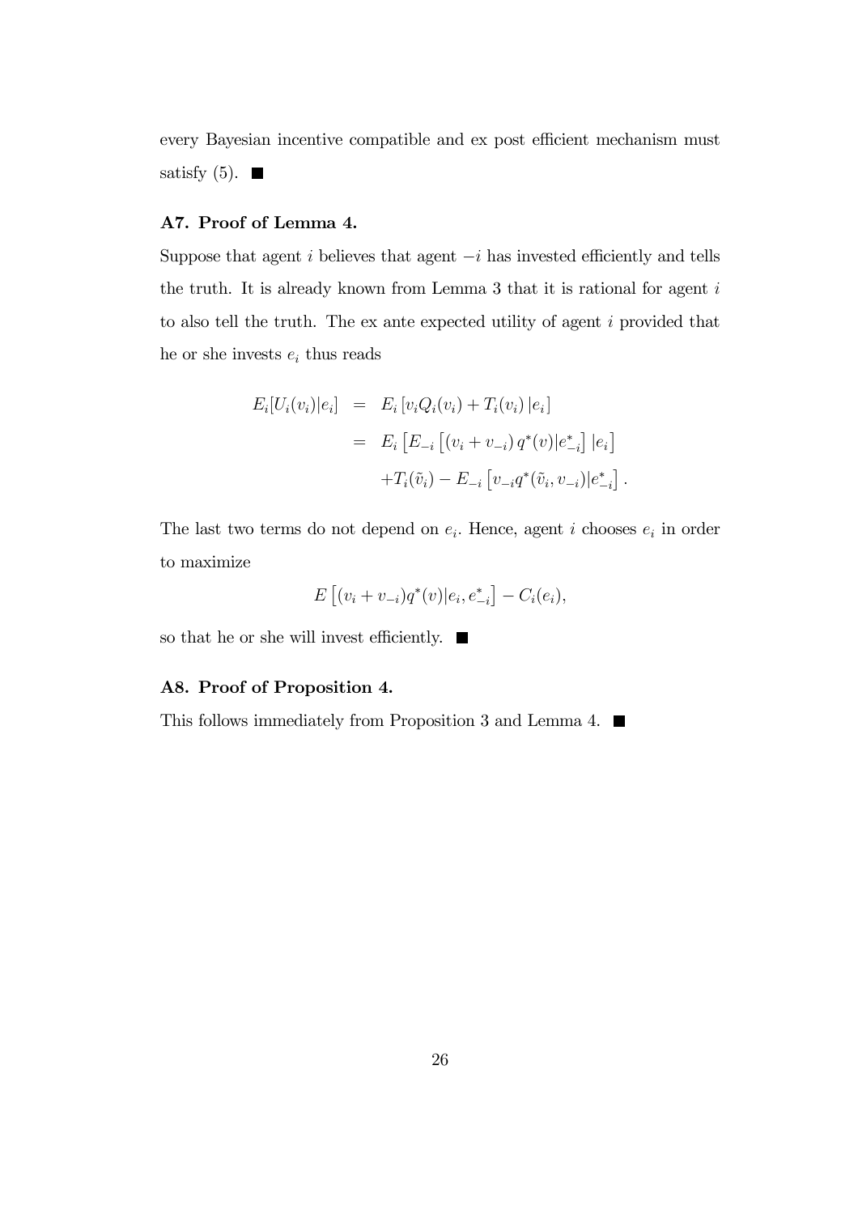every Bayesian incentive compatible and ex post efficient mechanism must satisfy (5). ■

### A7. Proof of Lemma 4.

Suppose that agent $i$ believes that agent $-i$ has invested efficiently and tells the truth. It is already known from Lemma 3 that it is rational for agent $i$ to also tell the truth. The ex ante expected utility of agent $i$ provided that he or she invests $e_i$ thus reads

$$
\begin{aligned}
E_i[U_i(v_i)|e_i] &= E_i\left[v_i Q_i(v_i) + T_i(v_i)\,|e_i\right] \\
&= E_i\left[E_{-i}\left[(v_i + v_{-i})\,q^*(v)|e_{-i}^*\right]|e_i\right] \\
&\quad + T_i(\tilde{v}_i) - E_{-i}\left[v_{-i} q^*(\tilde{v}_i, v_{-i})|e_{-i}^*\right].
\end{aligned}
$$

The last two terms do not depend on $e_i$. Hence, agent $i$ chooses $e_i$ in order to maximize

$$
E\left[(v_i + v_{-i})q^*(v)|e_i, e_{-i}^*\right] - C_i(e_i),
$$

so that he or she will invest efficiently. ■

### A8. Proof of Proposition 4.

This follows immediately from Proposition 3 and Lemma 4. ■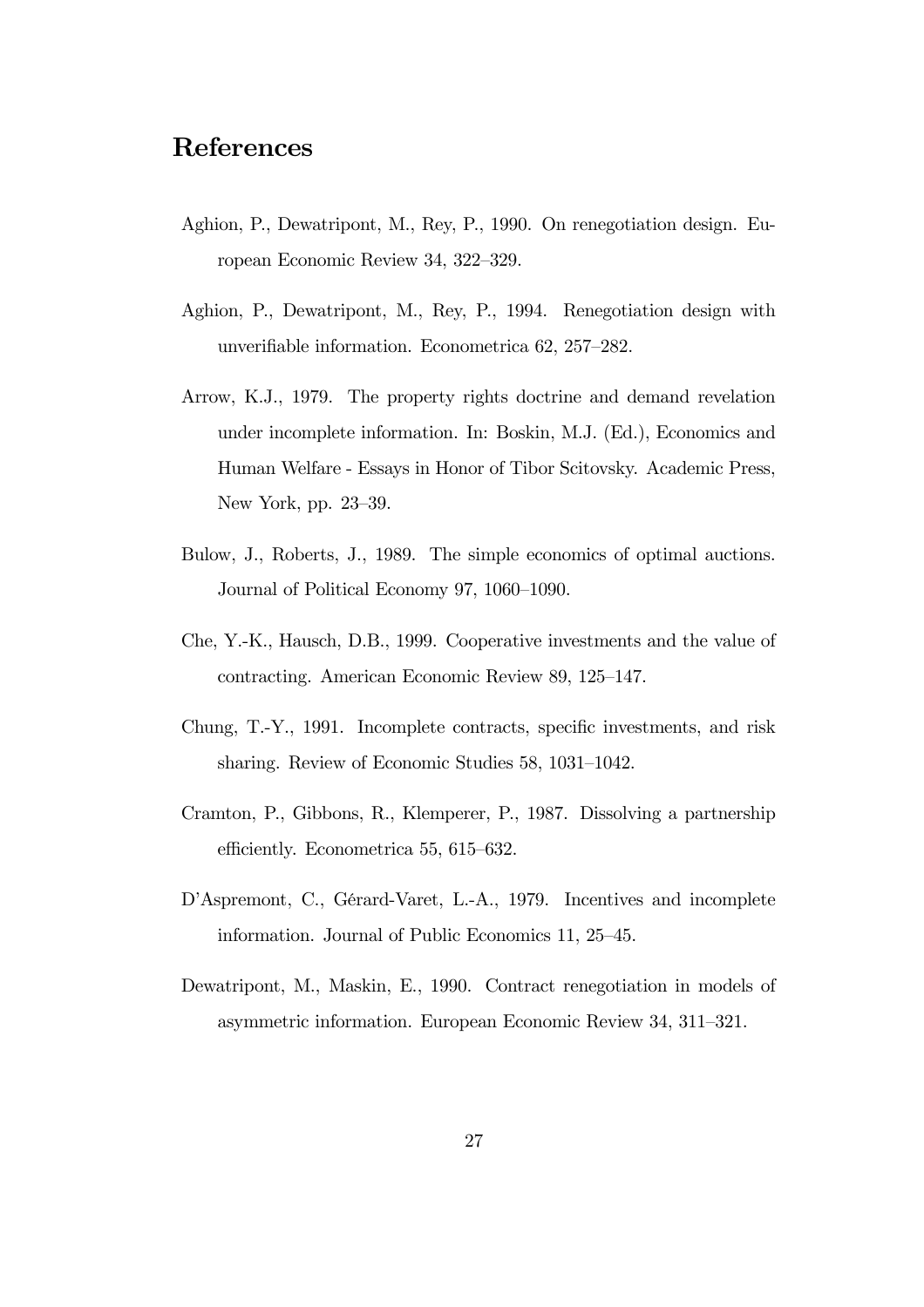# References

Aghion, P., Dewatripont, M., Rey, P., 1990. On renegotiation design. European Economic Review 34, 322–329.

Aghion, P., Dewatripont, M., Rey, P., 1994. Renegotiation design with unverifiable information. Econometrica 62, 257–282.

Arrow, K.J., 1979. The property rights doctrine and demand revelation under incomplete information. In: Boskin, M.J. (Ed.), Economics and Human Welfare - Essays in Honor of Tibor Scitovsky. Academic Press, New York, pp. 23–39.

Bulow, J., Roberts, J., 1989. The simple economics of optimal auctions. Journal of Political Economy 97, 1060–1090.

Che, Y.-K., Hausch, D.B., 1999. Cooperative investments and the value of contracting. American Economic Review 89, 125–147.

Chung, T.-Y., 1991. Incomplete contracts, specific investments, and risk sharing. Review of Economic Studies 58, 1031–1042.

Cramton, P., Gibbons, R., Klemperer, P., 1987. Dissolving a partnership efficiently. Econometrica 55, 615–632.

D'Aspremont, C., Gérard-Varet, L.-A., 1979. Incentives and incomplete information. Journal of Public Economics 11, 25–45.

Dewatripont, M., Maskin, E., 1990. Contract renegotiation in models of asymmetric information. European Economic Review 34, 311–321.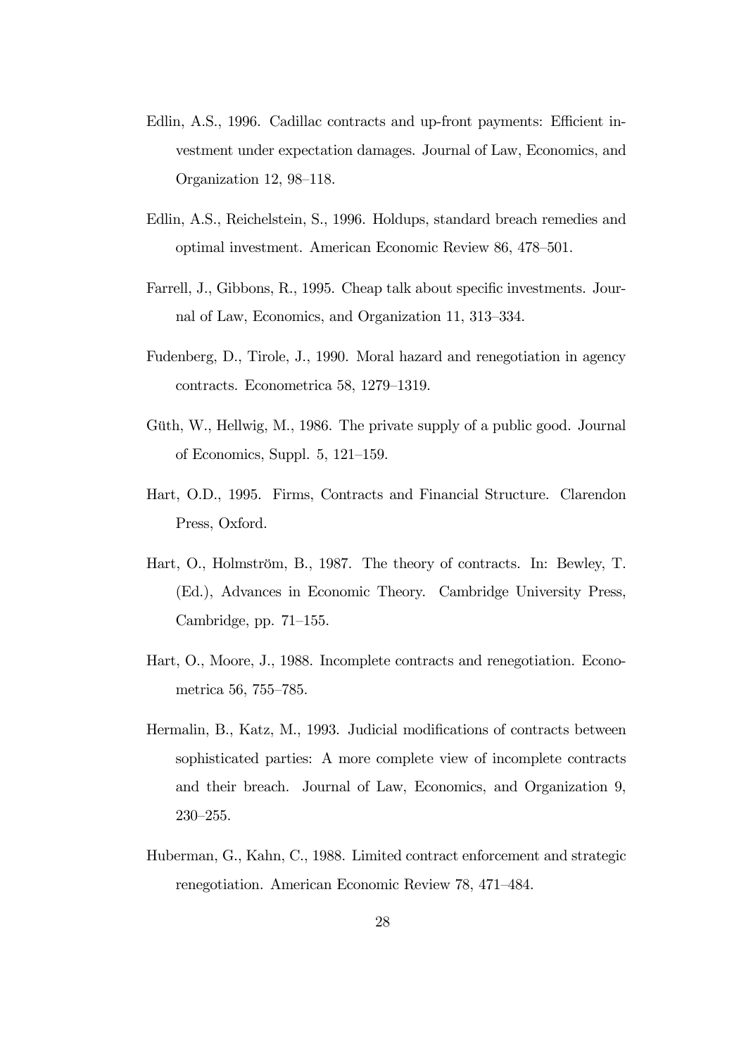Edlin, A.S., 1996. Cadillac contracts and up-front payments: Efficient investment under expectation damages. Journal of Law, Economics, and Organization 12, 98–118.

Edlin, A.S., Reichelstein, S., 1996. Holdups, standard breach remedies and optimal investment. American Economic Review 86, 478–501.

Farrell, J., Gibbons, R., 1995. Cheap talk about specific investments. Journal of Law, Economics, and Organization 11, 313–334.

Fudenberg, D., Tirole, J., 1990. Moral hazard and renegotiation in agency contracts. Econometrica 58, 1279–1319.

Güth, W., Hellwig, M., 1986. The private supply of a public good. Journal of Economics, Suppl. 5, 121–159.

Hart, O.D., 1995. Firms, Contracts and Financial Structure. Clarendon Press, Oxford.

Hart, O., Holmström, B., 1987. The theory of contracts. In: Bewley, T. (Ed.), Advances in Economic Theory. Cambridge University Press, Cambridge, pp. 71–155.

Hart, O., Moore, J., 1988. Incomplete contracts and renegotiation. Econometrica 56, 755–785.

Hermalin, B., Katz, M., 1993. Judicial modifications of contracts between sophisticated parties: A more complete view of incomplete contracts and their breach. Journal of Law, Economics, and Organization 9, 230–255.

Huberman, G., Kahn, C., 1988. Limited contract enforcement and strategic renegotiation. American Economic Review 78, 471–484.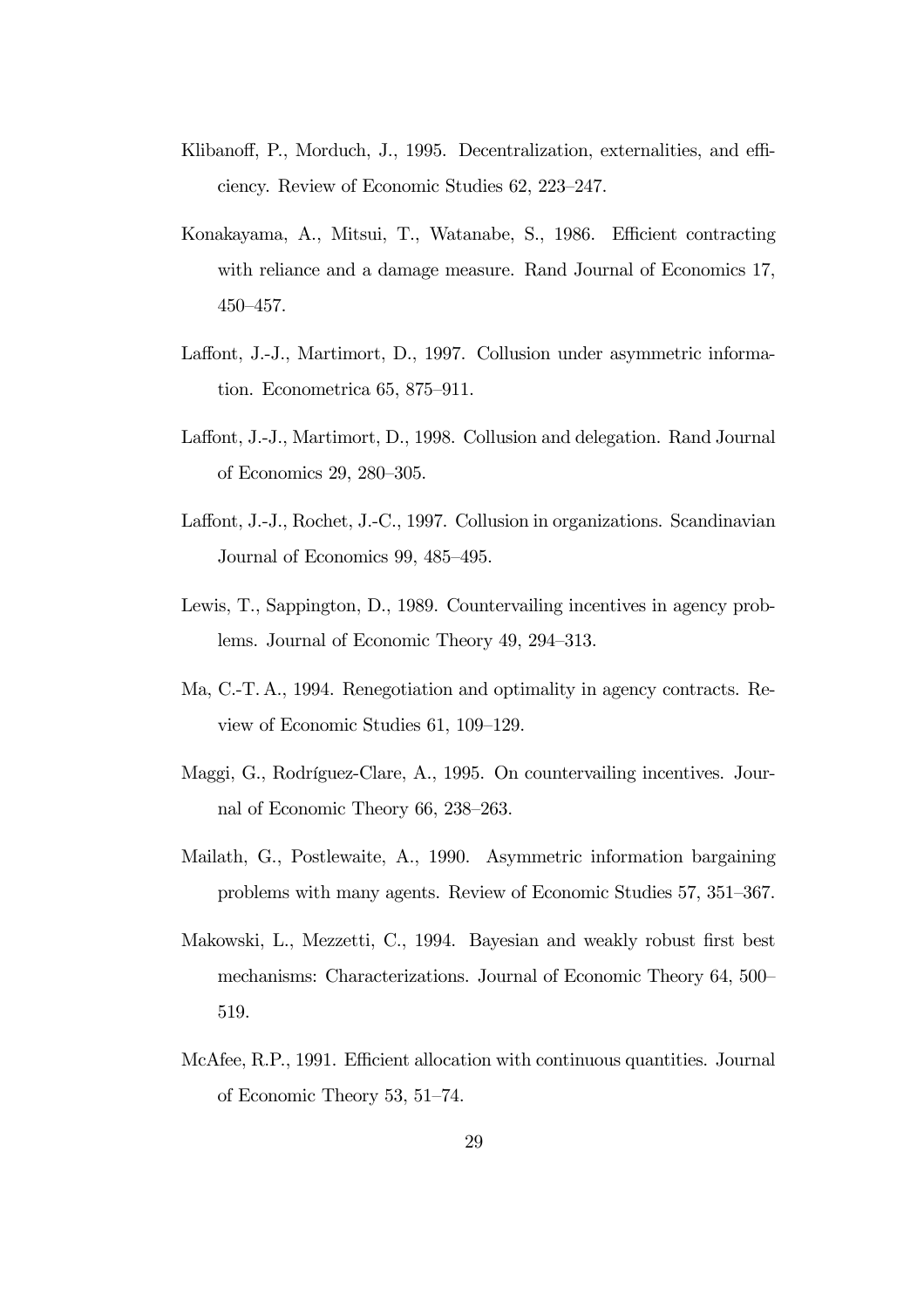Klibanoff, P., Morduch, J., 1995. Decentralization, externalities, and efficiency. Review of Economic Studies 62, 223–247.

Konakayama, A., Mitsui, T., Watanabe, S., 1986. Efficient contracting with reliance and a damage measure. Rand Journal of Economics 17, 450–457.

Laffont, J.-J., Martimort, D., 1997. Collusion under asymmetric information. Econometrica 65, 875–911.

Laffont, J.-J., Martimort, D., 1998. Collusion and delegation. Rand Journal of Economics 29, 280–305.

Laffont, J.-J., Rochet, J.-C., 1997. Collusion in organizations. Scandinavian Journal of Economics 99, 485–495.

Lewis, T., Sappington, D., 1989. Countervailing incentives in agency problems. Journal of Economic Theory 49, 294–313.

Ma, C.-T. A., 1994. Renegotiation and optimality in agency contracts. Review of Economic Studies 61, 109–129.

Maggi, G., Rodríguez-Clare, A., 1995. On countervailing incentives. Journal of Economic Theory 66, 238–263.

Mailath, G., Postlewaite, A., 1990. Asymmetric information bargaining problems with many agents. Review of Economic Studies 57, 351–367.

Makowski, L., Mezzetti, C., 1994. Bayesian and weakly robust first best mechanisms: Characterizations. Journal of Economic Theory 64, 500–519.

McAfee, R.P., 1991. Efficient allocation with continuous quantities. Journal of Economic Theory 53, 51–74.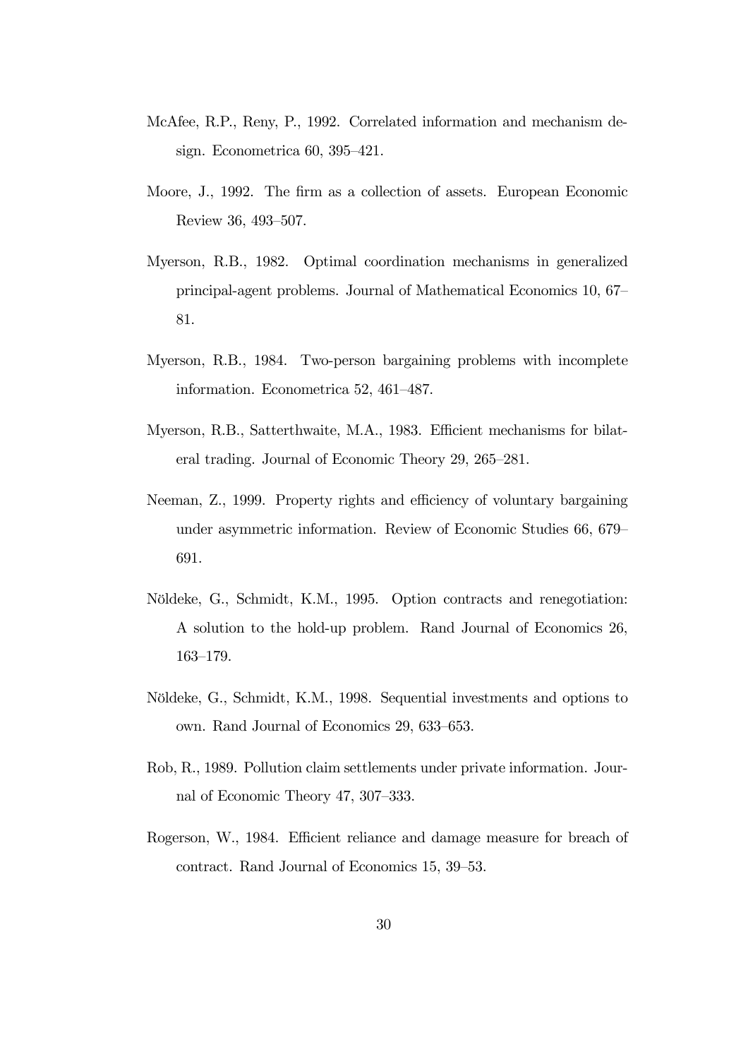McAfee, R.P., Reny, P., 1992. Correlated information and mechanism design. Econometrica 60, 395–421.

Moore, J., 1992. The firm as a collection of assets. European Economic Review 36, 493–507.

Myerson, R.B., 1982. Optimal coordination mechanisms in generalized principal-agent problems. Journal of Mathematical Economics 10, 67–81.

Myerson, R.B., 1984. Two-person bargaining problems with incomplete information. Econometrica 52, 461–487.

Myerson, R.B., Satterthwaite, M.A., 1983. Efficient mechanisms for bilateral trading. Journal of Economic Theory 29, 265–281.

Neeman, Z., 1999. Property rights and efficiency of voluntary bargaining under asymmetric information. Review of Economic Studies 66, 679–691.

Nöldeke, G., Schmidt, K.M., 1995. Option contracts and renegotiation: A solution to the hold-up problem. Rand Journal of Economics 26, 163–179.

Nöldeke, G., Schmidt, K.M., 1998. Sequential investments and options to own. Rand Journal of Economics 29, 633–653.

Rob, R., 1989. Pollution claim settlements under private information. Journal of Economic Theory 47, 307–333.

Rogerson, W., 1984. Efficient reliance and damage measure for breach of contract. Rand Journal of Economics 15, 39–53.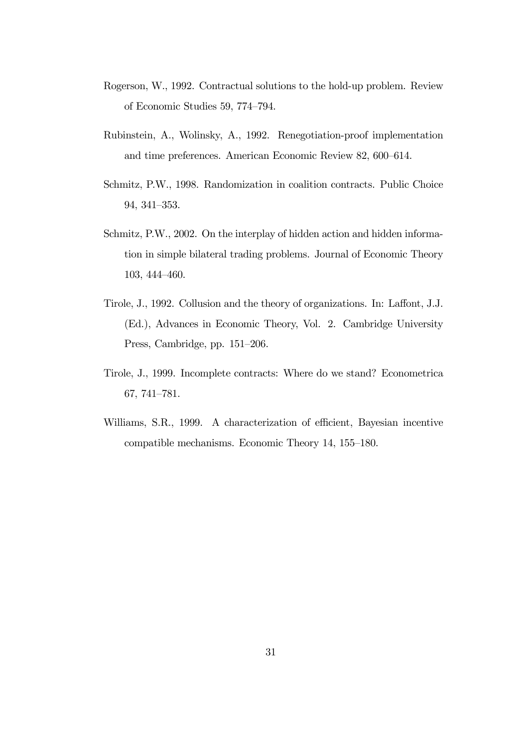Rogerson, W., 1992. Contractual solutions to the hold-up problem. Review of Economic Studies 59, 774–794.

Rubinstein, A., Wolinsky, A., 1992. Renegotiation-proof implementation and time preferences. American Economic Review 82, 600–614.

Schmitz, P.W., 1998. Randomization in coalition contracts. Public Choice 94, 341–353.

Schmitz, P.W., 2002. On the interplay of hidden action and hidden information in simple bilateral trading problems. Journal of Economic Theory 103, 444–460.

Tirole, J., 1992. Collusion and the theory of organizations. In: Laffont, J.J. (Ed.), Advances in Economic Theory, Vol. 2. Cambridge University Press, Cambridge, pp. 151–206.

Tirole, J., 1999. Incomplete contracts: Where do we stand? Econometrica 67, 741–781.

Williams, S.R., 1999. A characterization of efficient, Bayesian incentive compatible mechanisms. Economic Theory 14, 155–180.